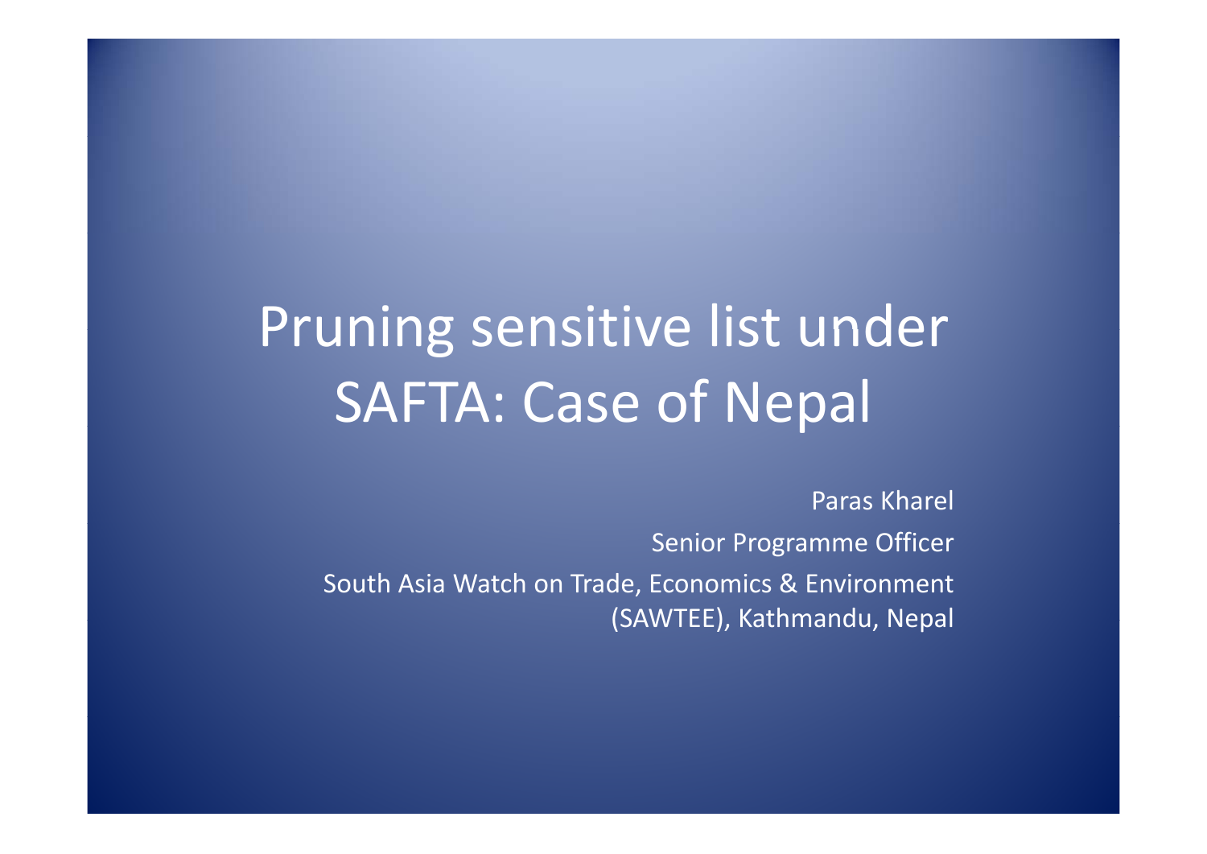# Pruning sensitive list under SAFTA: Case of Nepal

Paras Kharel

Senior Programme Officer

South Asia Watch on Trade, Economics & Environment (SAWTEE), Kathmandu, Nepal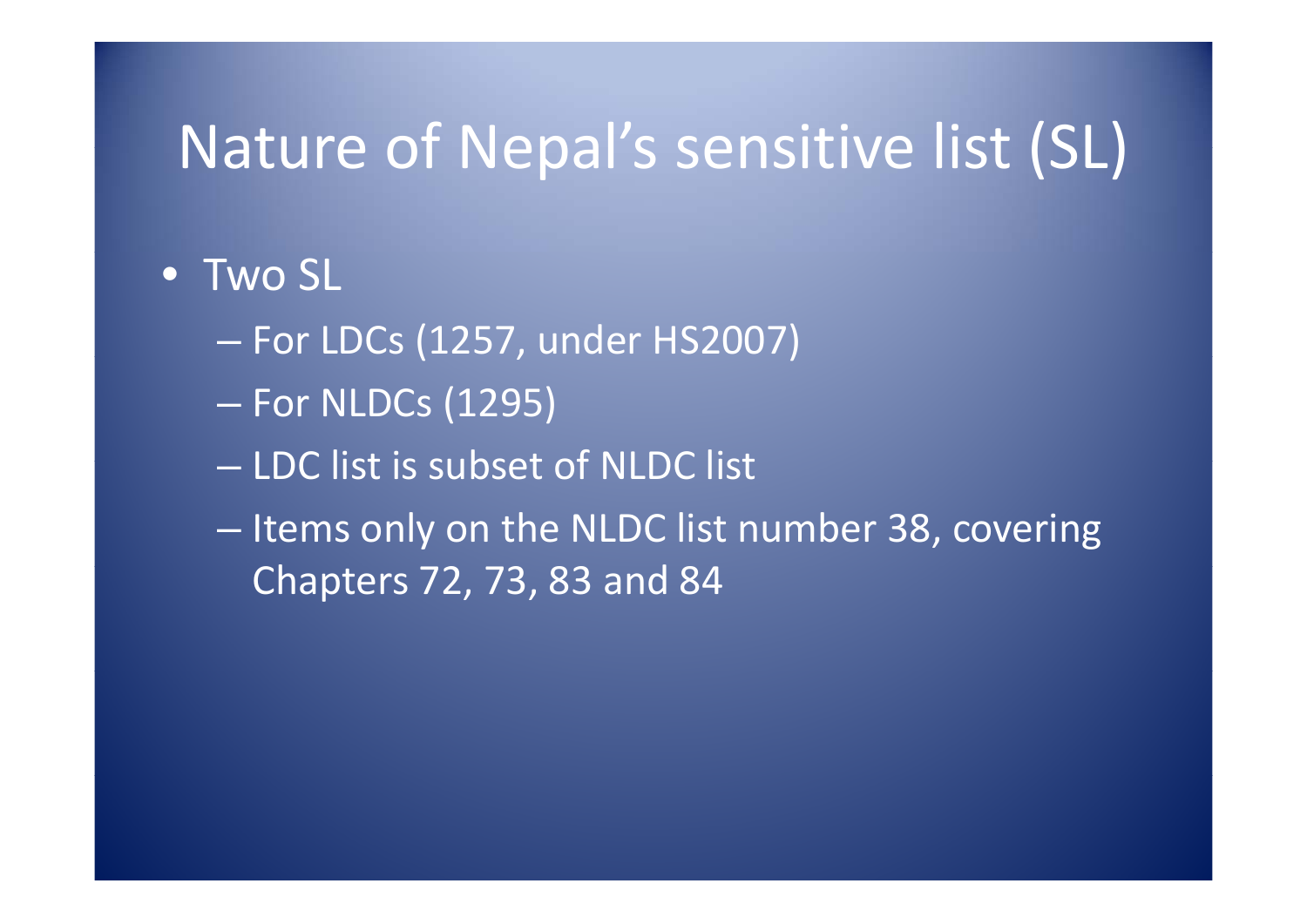# Nature of Nepal's sensitive list (SL)

- Two SL
  - For LDCs (1257, under HS2007)
  - For NLDCs (1295)
  - LDC list is subset of NLDC list
  - Items only on the NLDC list number 38, covering Chapters 72, 73, 83 and 84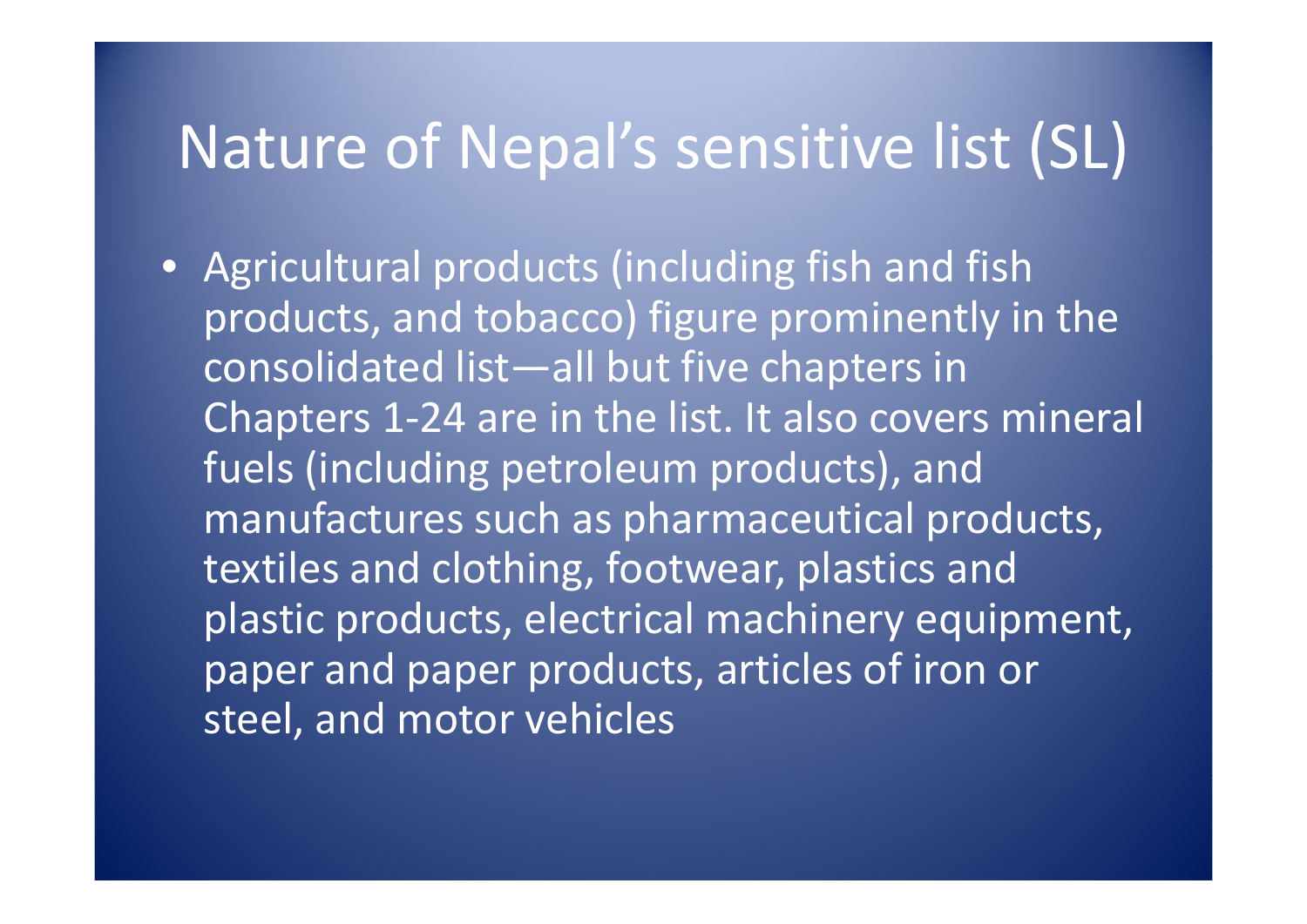# Nature of Nepal's sensitive list (SL)

- Agricultural products (including fish and fish products, and tobacco) figure prominently in the consolidated list—all but five chapters in Chapters 1-24 are in the list. It also covers mineral fuels (including petroleum products), and manufactures such as pharmaceutical products, textiles and clothing, footwear, plastics and plastic products, electrical machinery equipment, paper and paper products, articles of iron or steel, and motor vehicles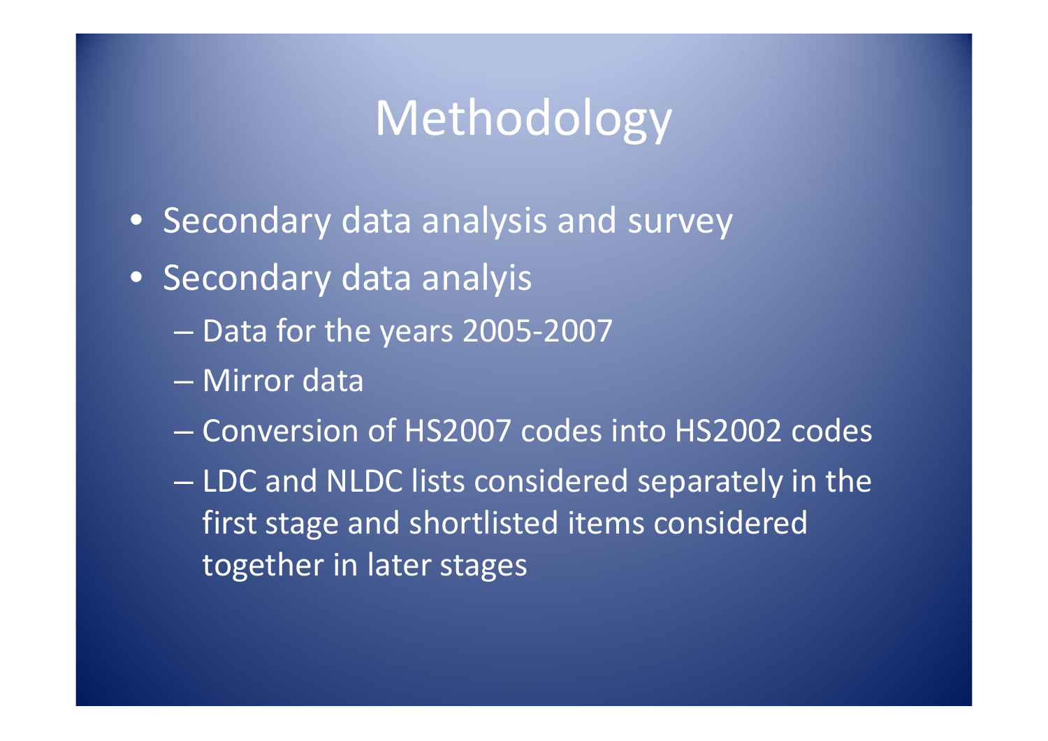# Methodology

- Secondary data analysis and survey
- Secondary data analyis
  - Data for the years 2005-2007
  - Mirror data
  - Conversion of HS2007 codes into HS2002 codes
  - LDC and NLDC lists considered separately in the first stage and shortlisted items considered together in later stages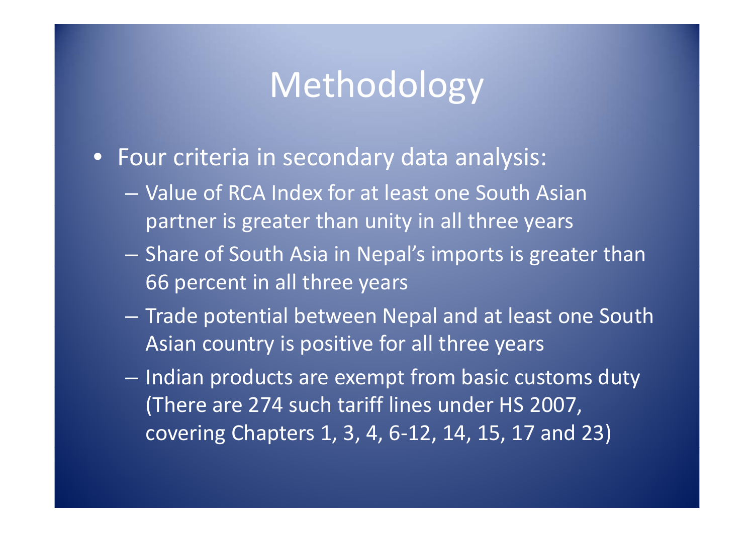# Methodology

- Four criteria in secondary data analysis:
  - Value of RCA Index for at least one South Asian partner is greater than unity in all three years
  - Share of South Asia in Nepal's imports is greater than 66 percent in all three years
  - Trade potential between Nepal and at least one South Asian country is positive for all three years
  - Indian products are exempt from basic customs duty (There are 274 such tariff lines under HS 2007, covering Chapters 1, 3, 4, 6-12, 14, 15, 17 and 23)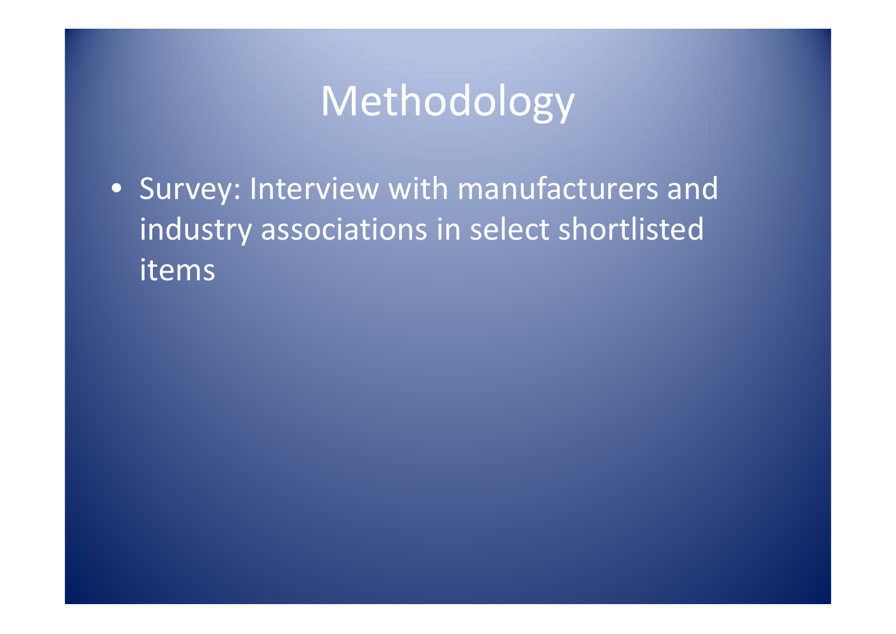# Methodology

- Survey: Interview with manufacturers and industry associations in select shortlisted items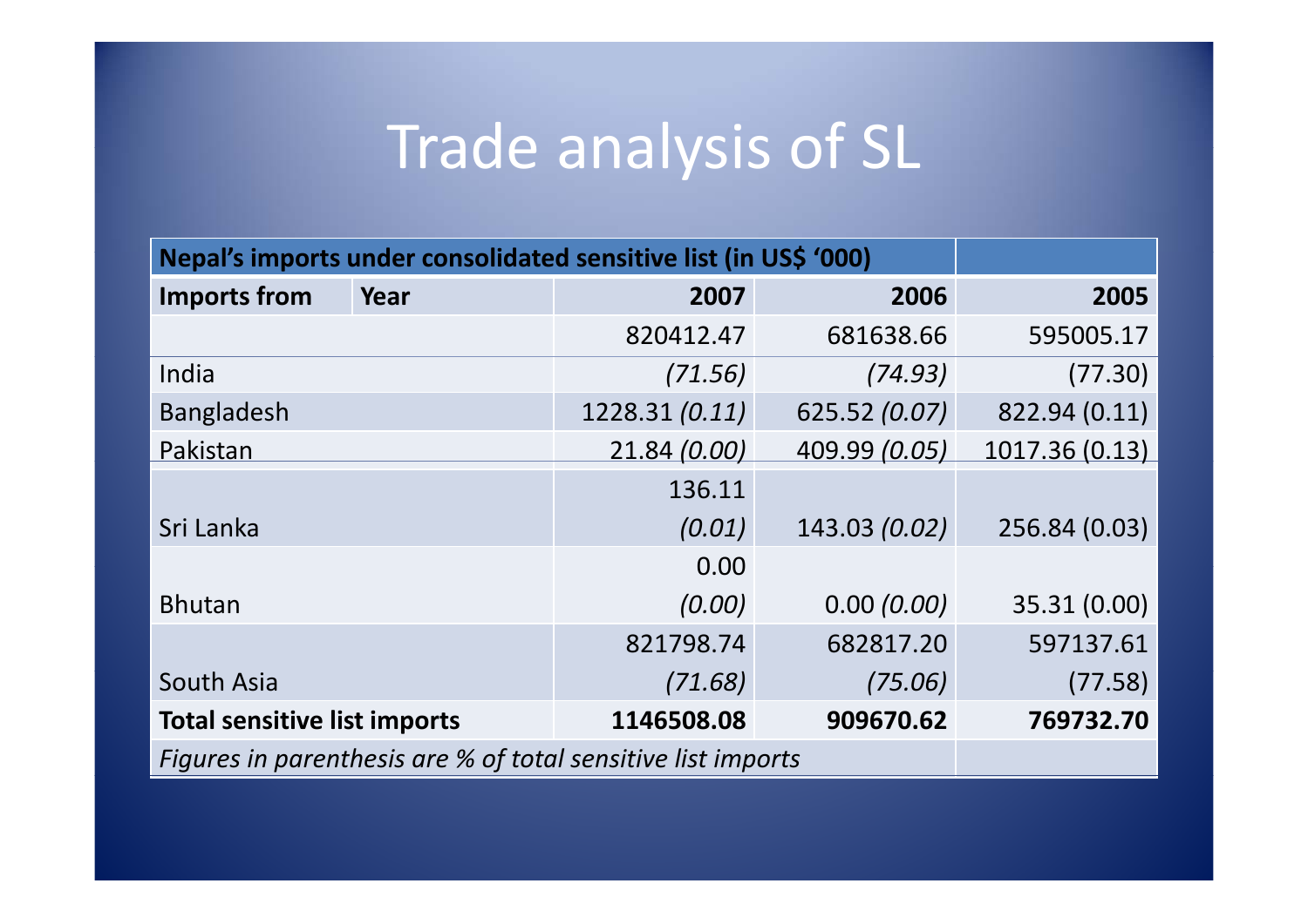# Trade analysis of SL

| Nepal's imports under consolidated sensitive list (in US$ '000) | | | | |
|---|---|---|---|---|
| **Imports from** | **Year** | **2007** | **2006** | **2005** |
| India | | 820412.47 *(71.56)* | 681638.66 *(74.93)* | 595005.17 (77.30) |
| Bangladesh | | 1228.31 *(0.11)* | 625.52 *(0.07)* | 822.94 (0.11) |
| Pakistan | | 21.84 *(0.00)* | 409.99 *(0.05)* | 1017.36 (0.13) |
| Sri Lanka | | 136.11 *(0.01)* | 143.03 *(0.02)* | 256.84 (0.03) |
| Bhutan | | 0.00 *(0.00)* | 0.00 *(0.00)* | 35.31 (0.00) |
| South Asia | | 821798.74 *(71.68)* | 682817.20 *(75.06)* | 597137.61 (77.58) |
| **Total sensitive list imports** | | **1146508.08** | **909670.62** | **769732.70** |

*Figures in parenthesis are % of total sensitive list imports*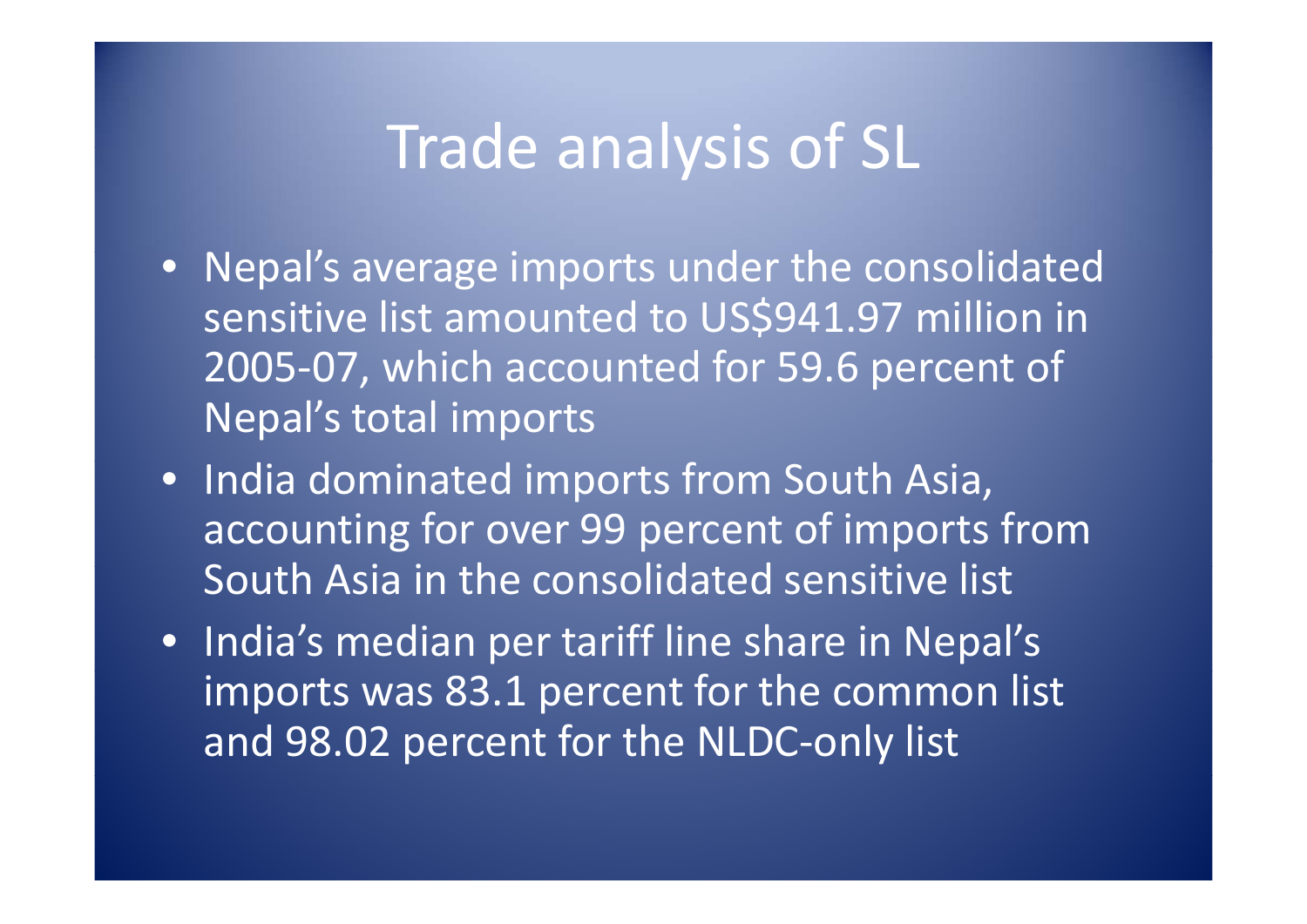# Trade analysis of SL

- Nepal's average imports under the consolidated sensitive list amounted to US$941.97 million in 2005-07, which accounted for 59.6 percent of Nepal's total imports
- India dominated imports from South Asia, accounting for over 99 percent of imports from South Asia in the consolidated sensitive list
- India's median per tariff line share in Nepal's imports was 83.1 percent for the common list and 98.02 percent for the NLDC-only list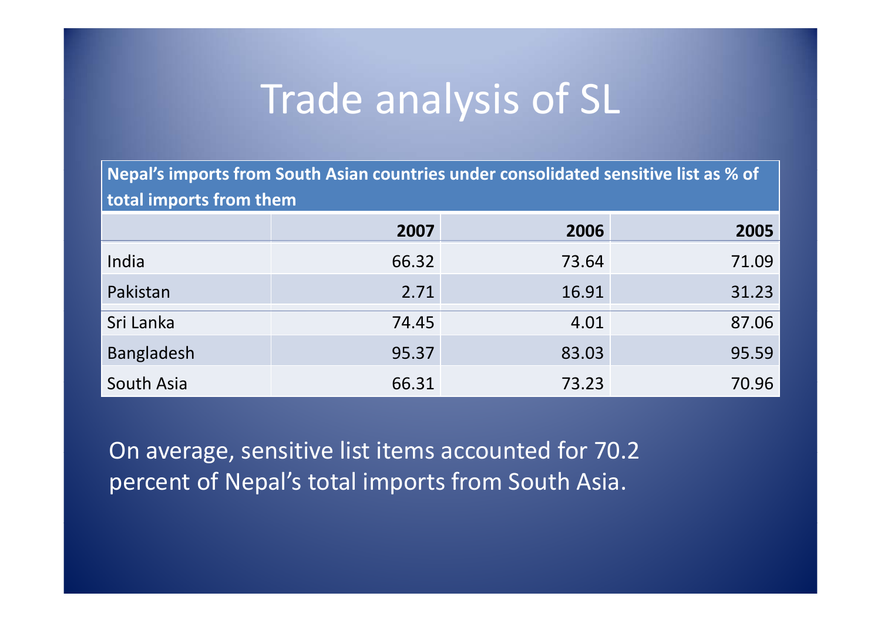# Trade analysis of SL

| Nepal's imports from South Asian countries under consolidated sensitive list as % of total imports from them | | | |
|---|---|---|---|
| | **2007** | **2006** | **2005** |
| India | 66.32 | 73.64 | 71.09 |
| Pakistan | 2.71 | 16.91 | 31.23 |
| Sri Lanka | 74.45 | 4.01 | 87.06 |
| Bangladesh | 95.37 | 83.03 | 95.59 |
| South Asia | 66.31 | 73.23 | 70.96 |

On average, sensitive list items accounted for 70.2 percent of Nepal's total imports from South Asia.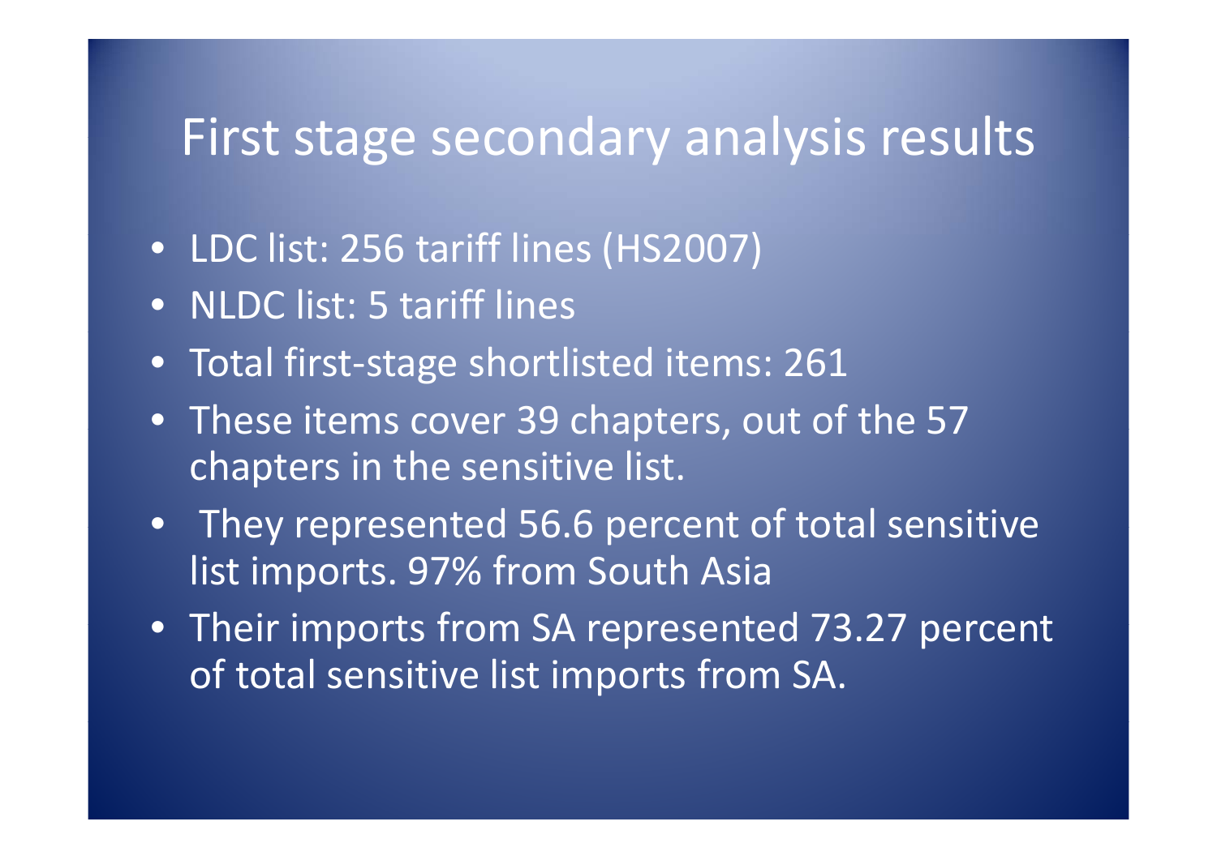# First stage secondary analysis results

- LDC list: 256 tariff lines (HS2007)
- NLDC list: 5 tariff lines
- Total first-stage shortlisted items: 261
- These items cover 39 chapters, out of the 57 chapters in the sensitive list.
- They represented 56.6 percent of total sensitive list imports. 97% from South Asia
- Their imports from SA represented 73.27 percent of total sensitive list imports from SA.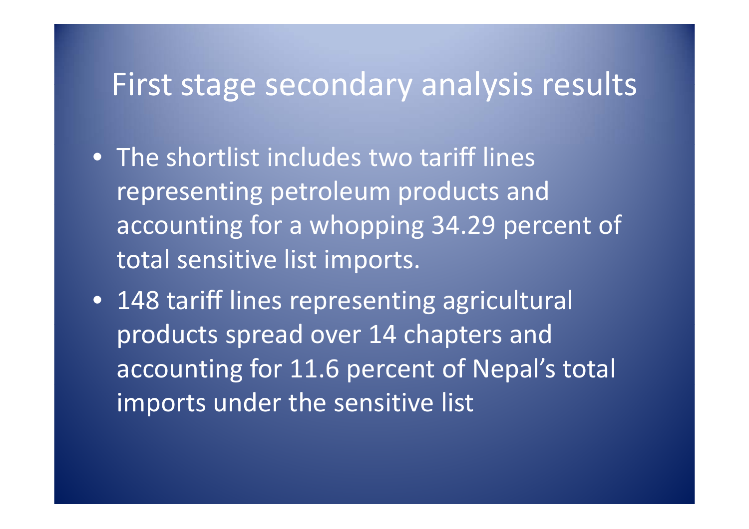# First stage secondary analysis results

- The shortlist includes two tariff lines representing petroleum products and accounting for a whopping 34.29 percent of total sensitive list imports.
- 148 tariff lines representing agricultural products spread over 14 chapters and accounting for 11.6 percent of Nepal's total imports under the sensitive list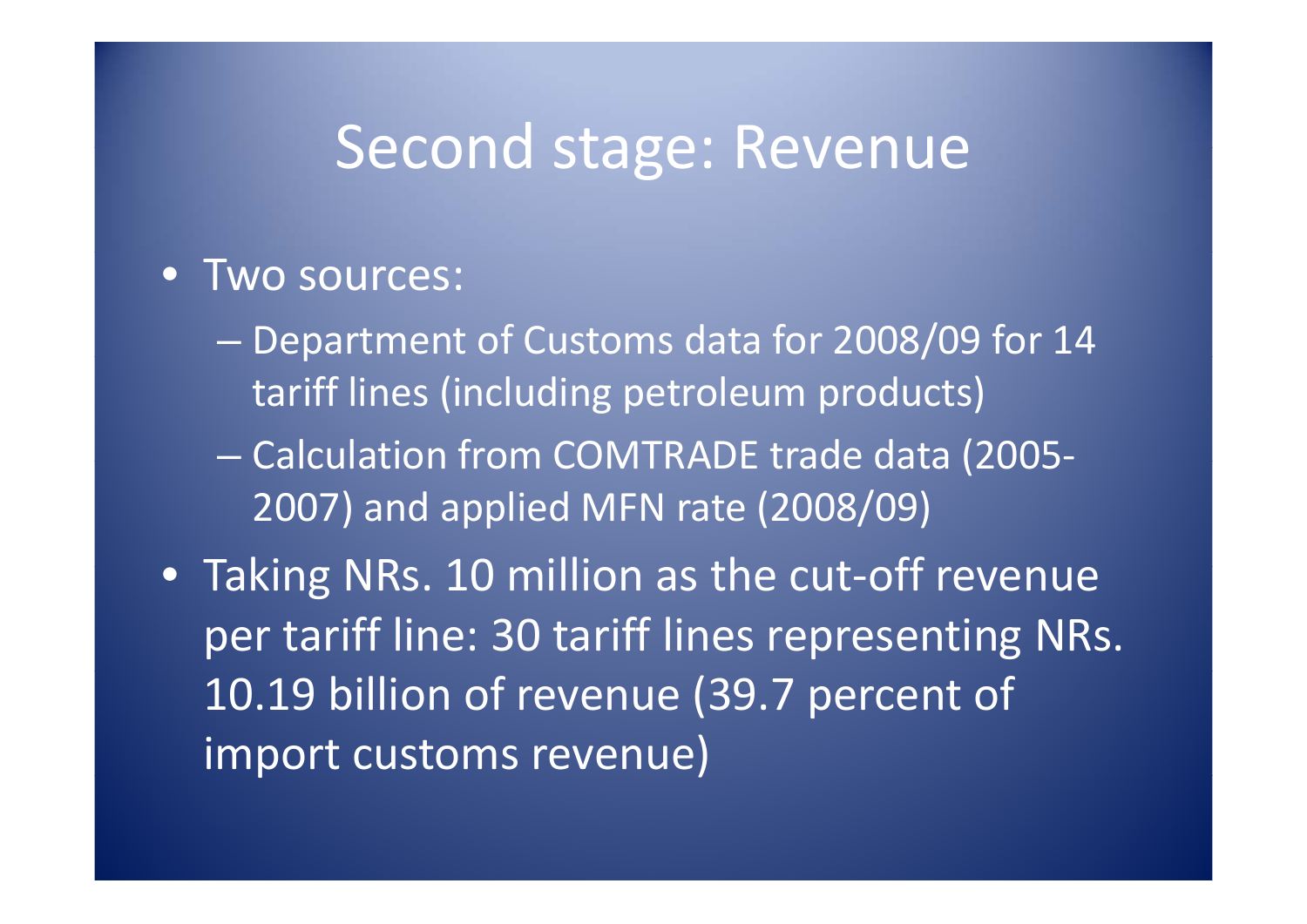# Second stage: Revenue

- Two sources:
  - Department of Customs data for 2008/09 for 14 tariff lines (including petroleum products)
  - Calculation from COMTRADE trade data (2005-2007) and applied MFN rate (2008/09)
- Taking NRs. 10 million as the cut-off revenue per tariff line: 30 tariff lines representing NRs. 10.19 billion of revenue (39.7 percent of import customs revenue)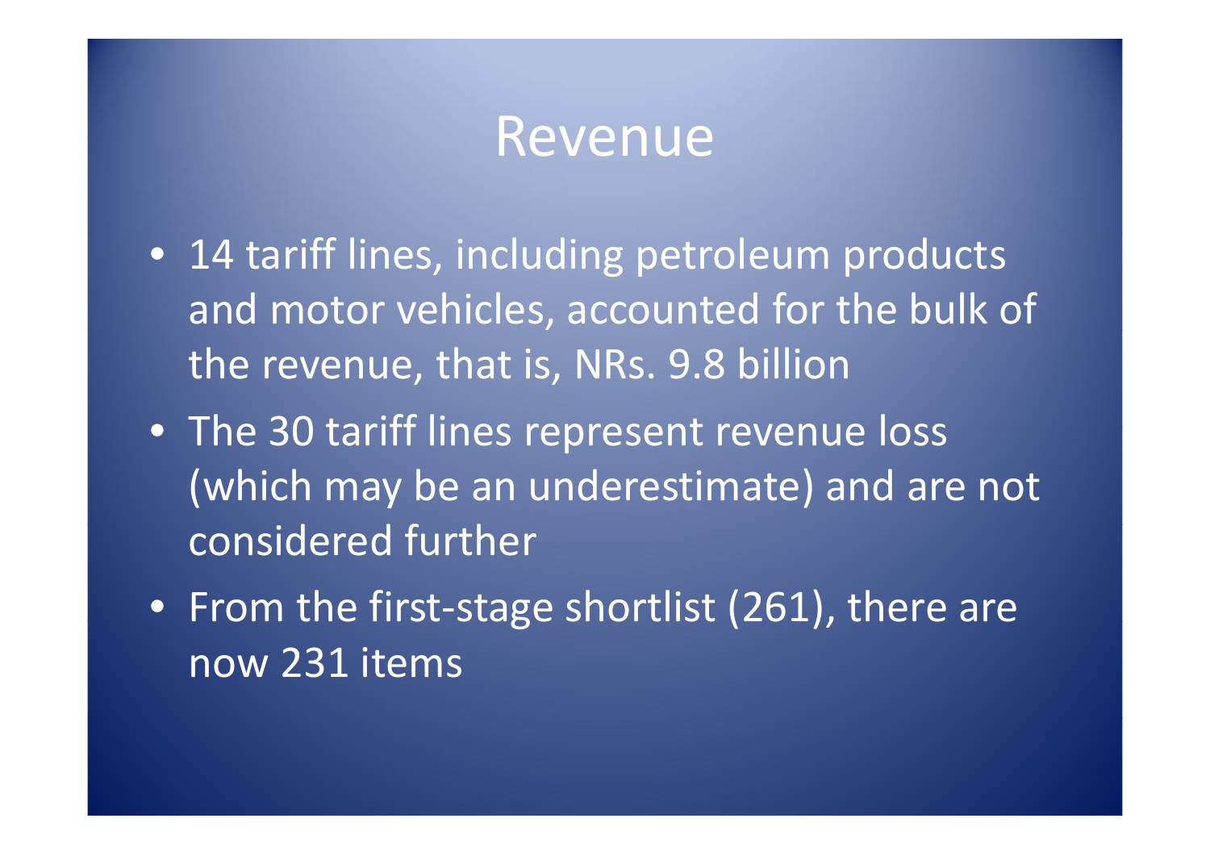# Revenue

- 14 tariff lines, including petroleum products and motor vehicles, accounted for the bulk of the revenue, that is, NRs. 9.8 billion
- The 30 tariff lines represent revenue loss (which may be an underestimate) and are not considered further
- From the first-stage shortlist (261), there are now 231 items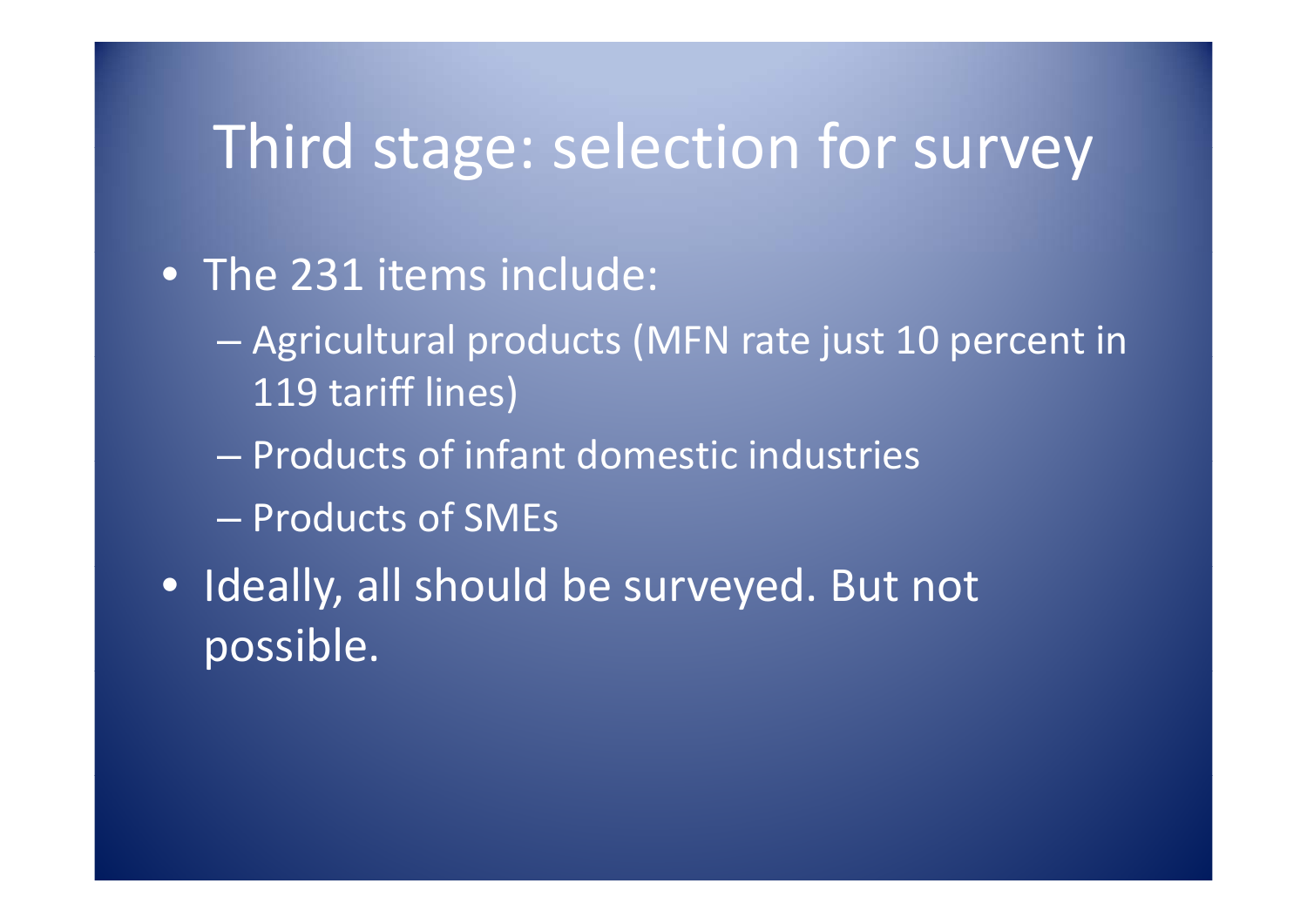# Third stage: selection for survey

- The 231 items include:
  - Agricultural products (MFN rate just 10 percent in 119 tariff lines)
  - Products of infant domestic industries
  - Products of SMEs
- Ideally, all should be surveyed. But not possible.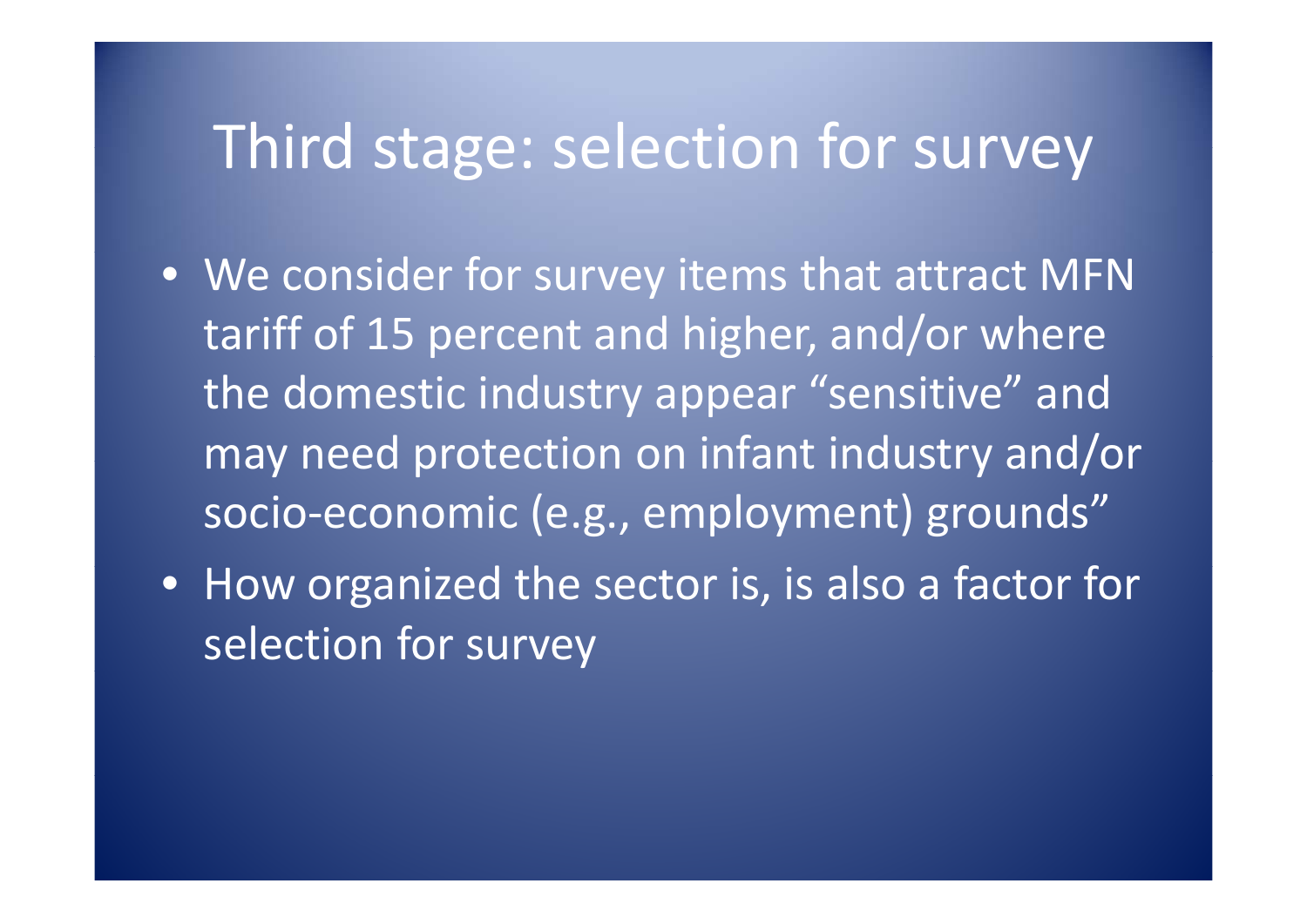# Third stage: selection for survey

- We consider for survey items that attract MFN tariff of 15 percent and higher, and/or where the domestic industry appear “sensitive” and may need protection on infant industry and/or socio-economic (e.g., employment) grounds”
- How organized the sector is, is also a factor for selection for survey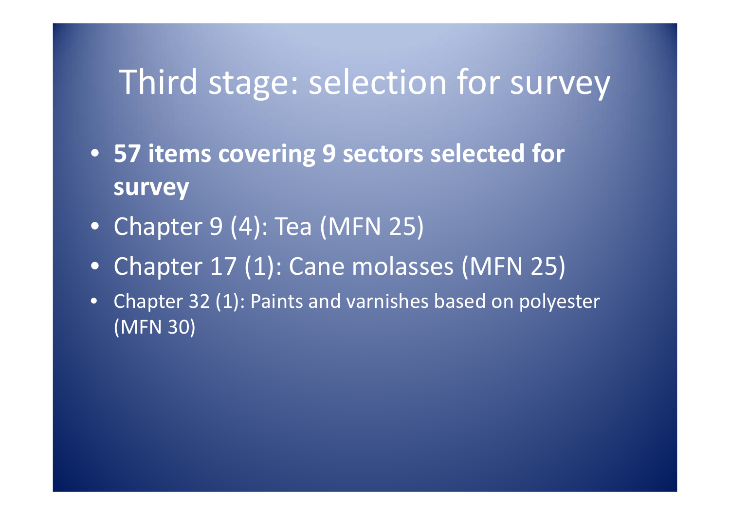# Third stage: selection for survey

- **57 items covering 9 sectors selected for survey**
- Chapter 9 (4): Tea (MFN 25)
- Chapter 17 (1): Cane molasses (MFN 25)
- Chapter 32 (1): Paints and varnishes based on polyester (MFN 30)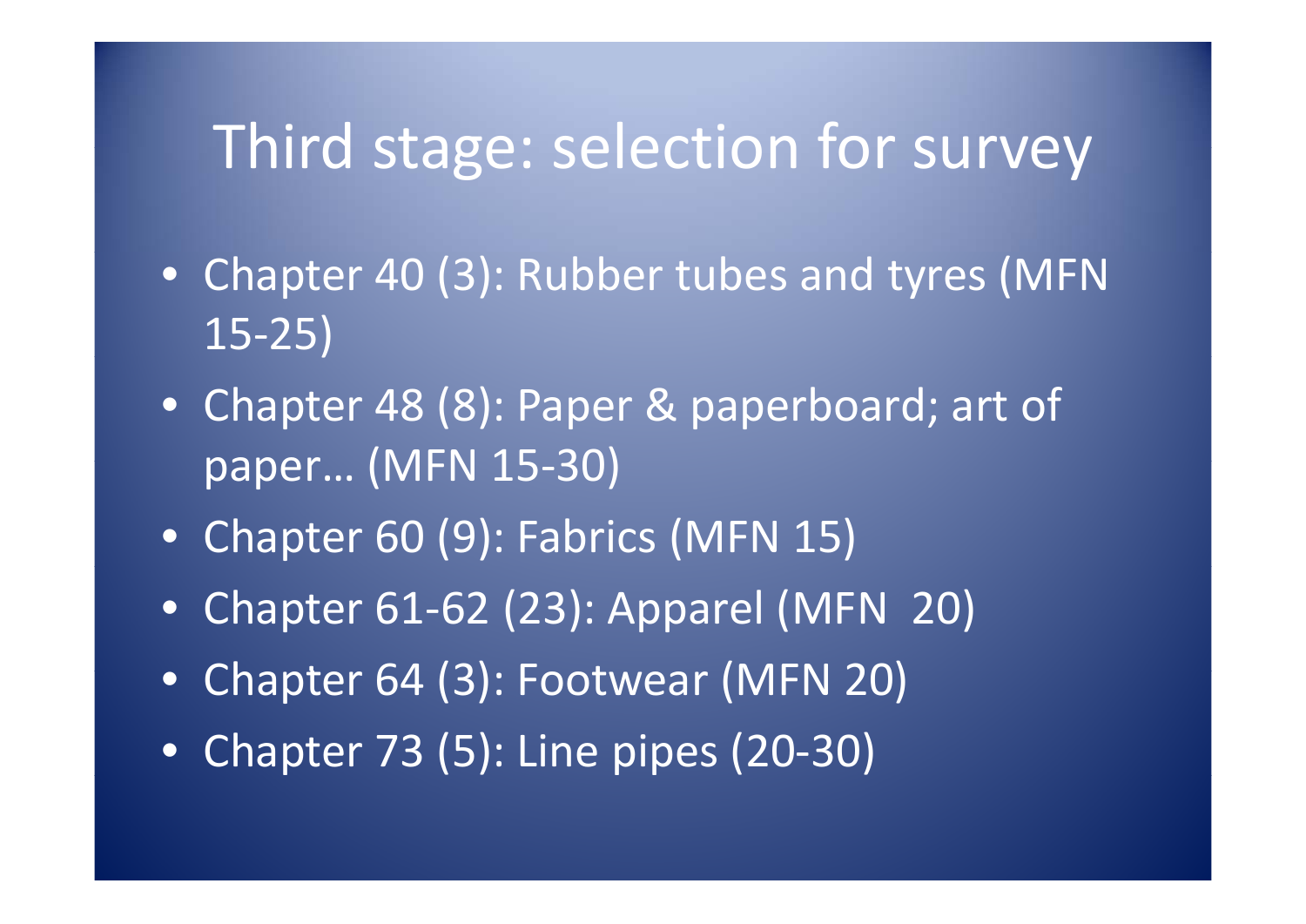# Third stage: selection for survey

- Chapter 40 (3): Rubber tubes and tyres (MFN 15-25)
- Chapter 48 (8): Paper & paperboard; art of paper… (MFN 15-30)
- Chapter 60 (9): Fabrics (MFN 15)
- Chapter 61-62 (23): Apparel (MFN 20)
- Chapter 64 (3): Footwear (MFN 20)
- Chapter 73 (5): Line pipes (20-30)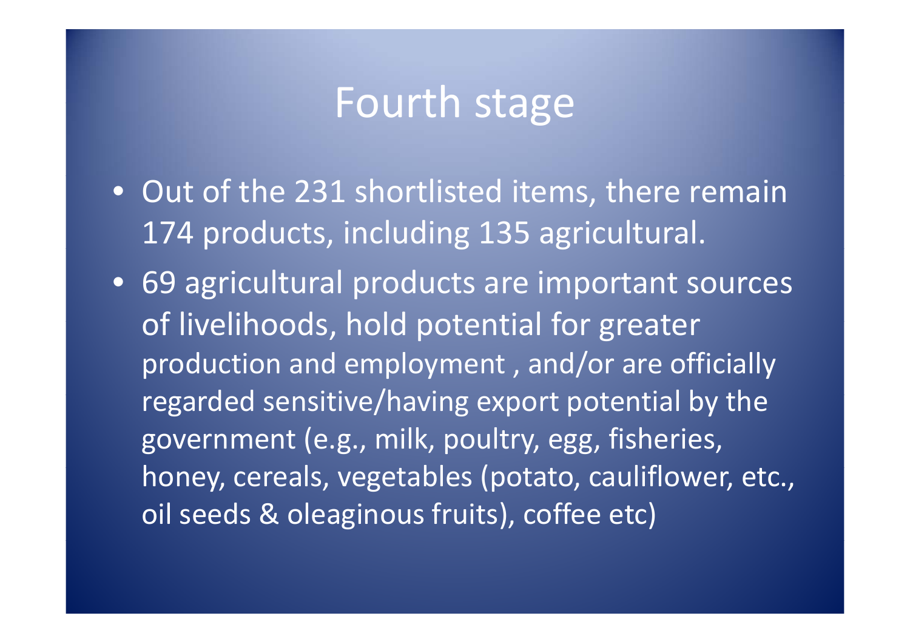# Fourth stage

- Out of the 231 shortlisted items, there remain 174 products, including 135 agricultural.
- 69 agricultural products are important sources of livelihoods, hold potential for greater production and employment , and/or are officially regarded sensitive/having export potential by the government (e.g., milk, poultry, egg, fisheries, honey, cereals, vegetables (potato, cauliflower, etc., oil seeds & oleaginous fruits), coffee etc)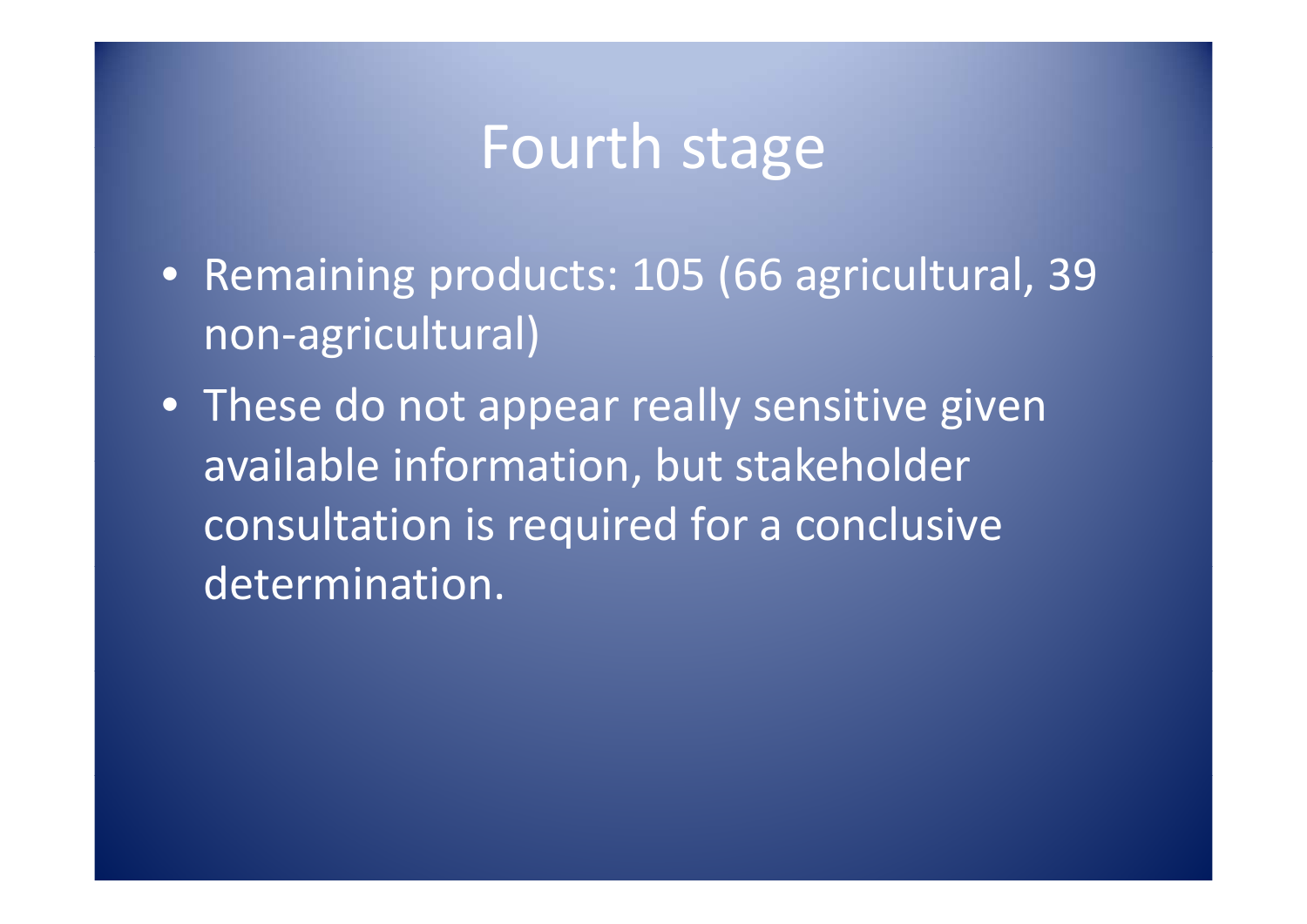# Fourth stage

- Remaining products: 105 (66 agricultural, 39 non-agricultural)
- These do not appear really sensitive given available information, but stakeholder consultation is required for a conclusive determination.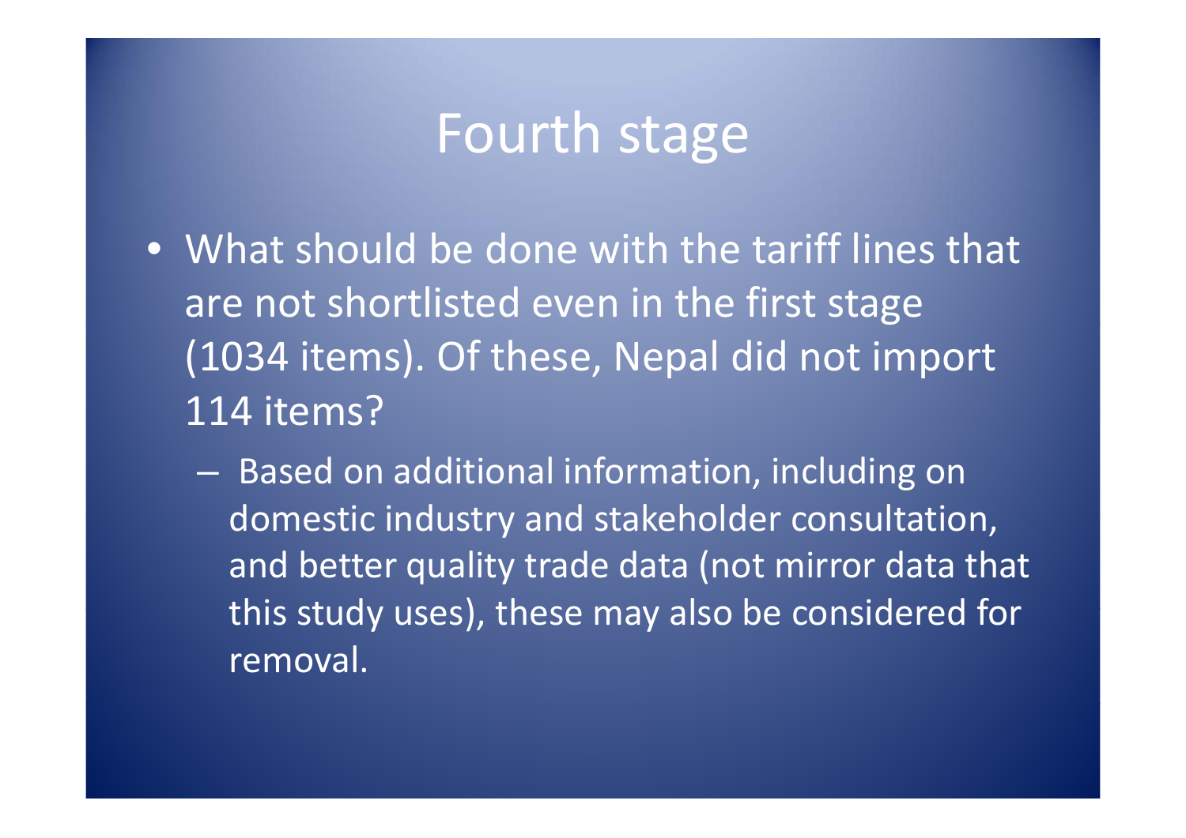# Fourth stage

- What should be done with the tariff lines that are not shortlisted even in the first stage (1034 items). Of these, Nepal did not import 114 items?
  - Based on additional information, including on domestic industry and stakeholder consultation, and better quality trade data (not mirror data that this study uses), these may also be considered for removal.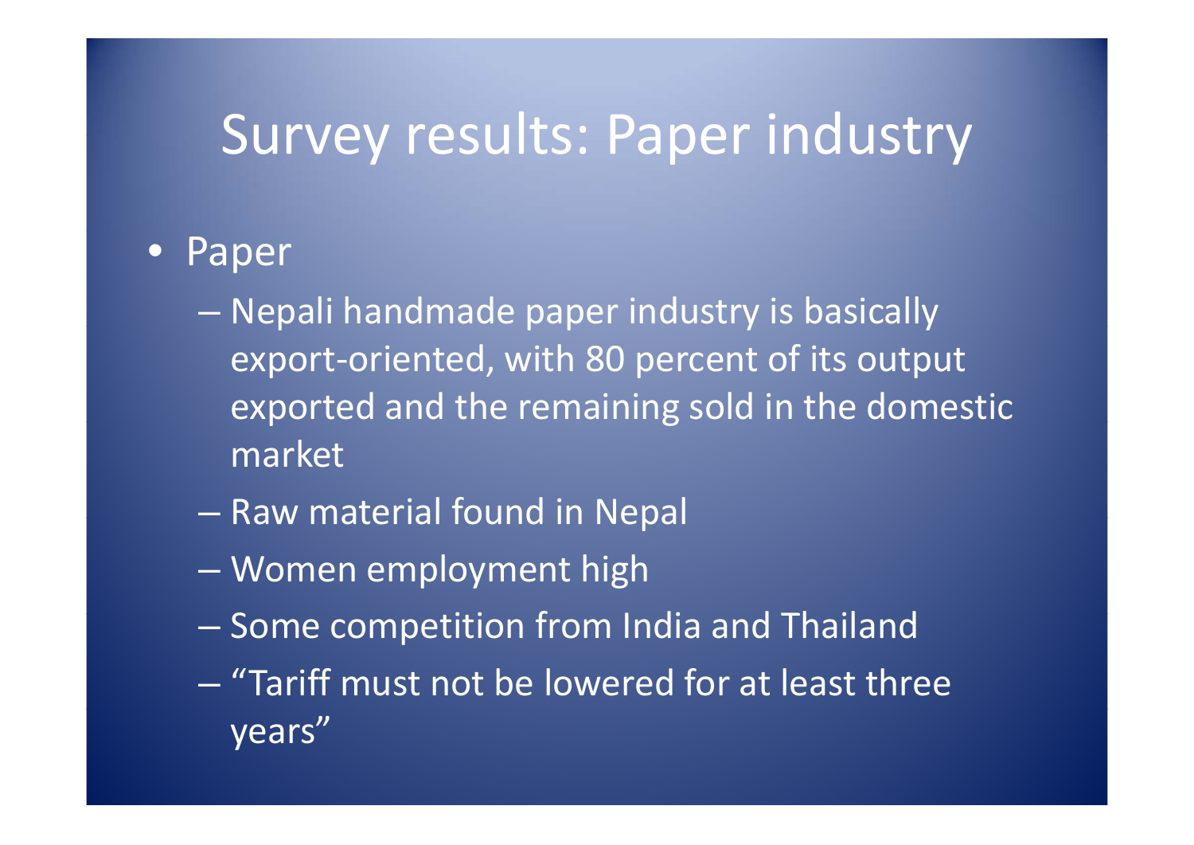# Survey results: Paper industry

- Paper
  - Nepali handmade paper industry is basically export-oriented, with 80 percent of its output exported and the remaining sold in the domestic market
  - Raw material found in Nepal
  - Women employment high
  - Some competition from India and Thailand
  - "Tariff must not be lowered for at least three years"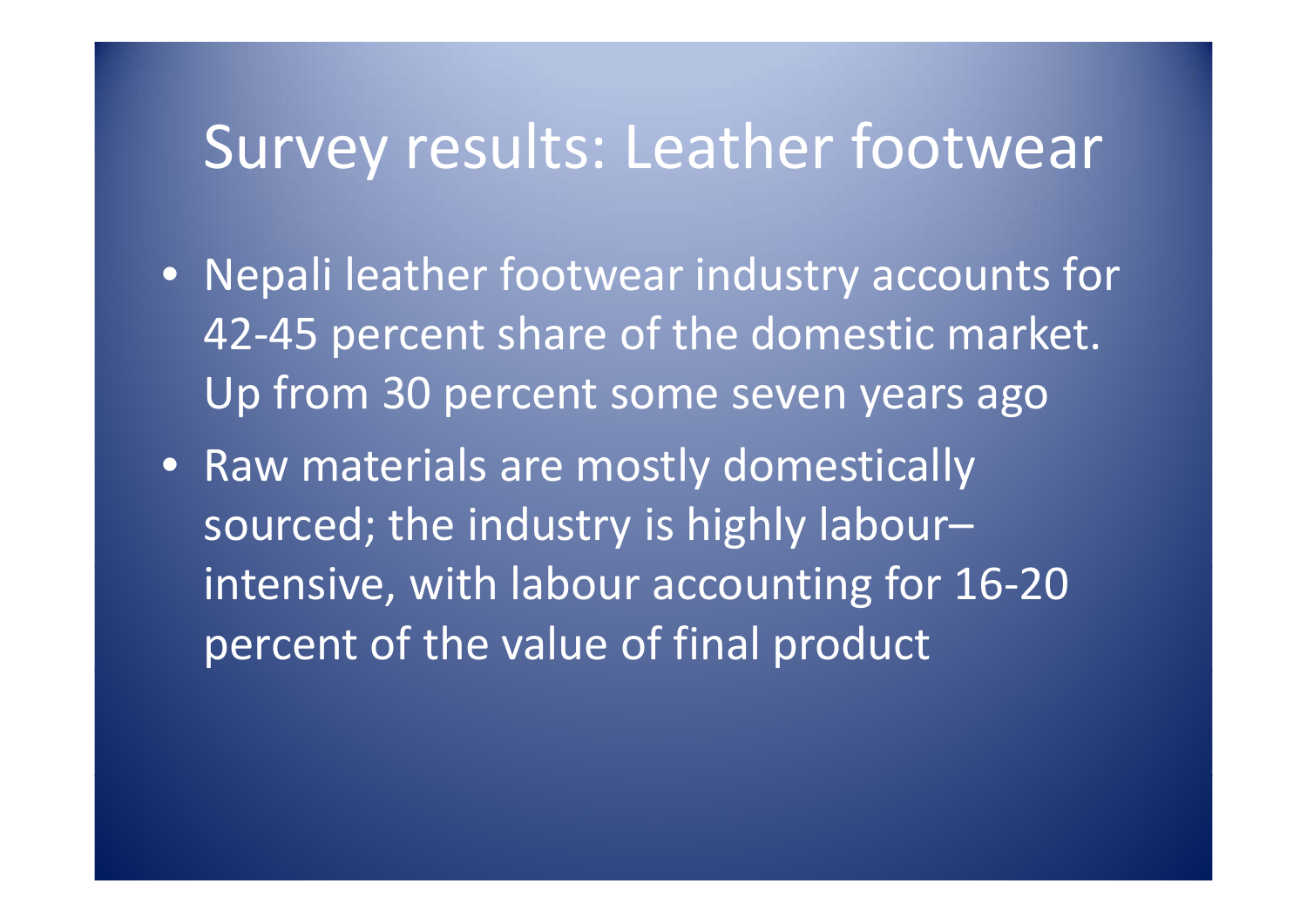# Survey results: Leather footwear

- Nepali leather footwear industry accounts for 42-45 percent share of the domestic market. Up from 30 percent some seven years ago
- Raw materials are mostly domestically sourced; the industry is highly labour–intensive, with labour accounting for 16-20 percent of the value of final product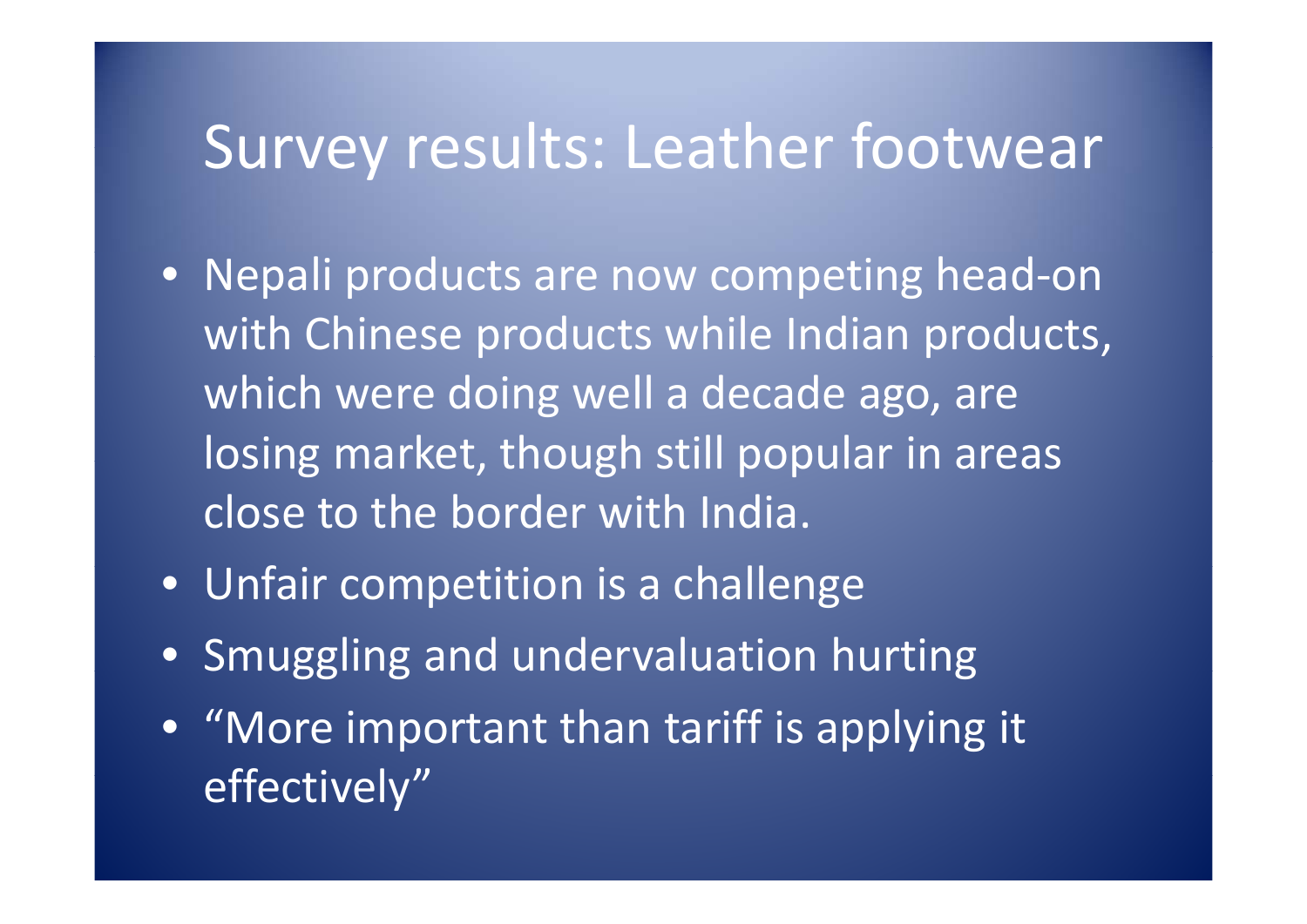# Survey results: Leather footwear

- Nepali products are now competing head-on with Chinese products while Indian products, which were doing well a decade ago, are losing market, though still popular in areas close to the border with India.
- Unfair competition is a challenge
- Smuggling and undervaluation hurting
- "More important than tariff is applying it effectively"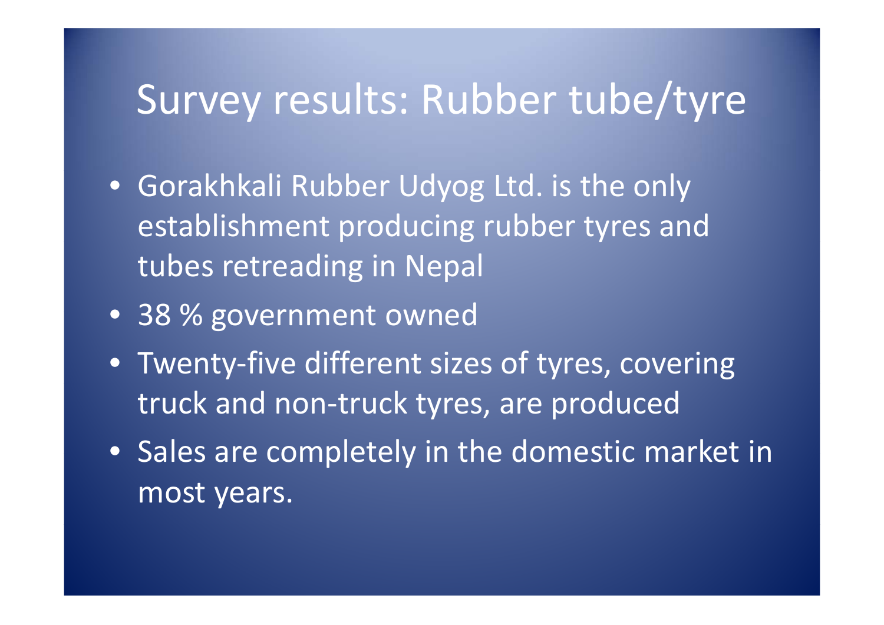# Survey results: Rubber tube/tyre

- Gorakhkali Rubber Udyog Ltd. is the only establishment producing rubber tyres and tubes retreading in Nepal
- 38 % government owned
- Twenty-five different sizes of tyres, covering truck and non-truck tyres, are produced
- Sales are completely in the domestic market in most years.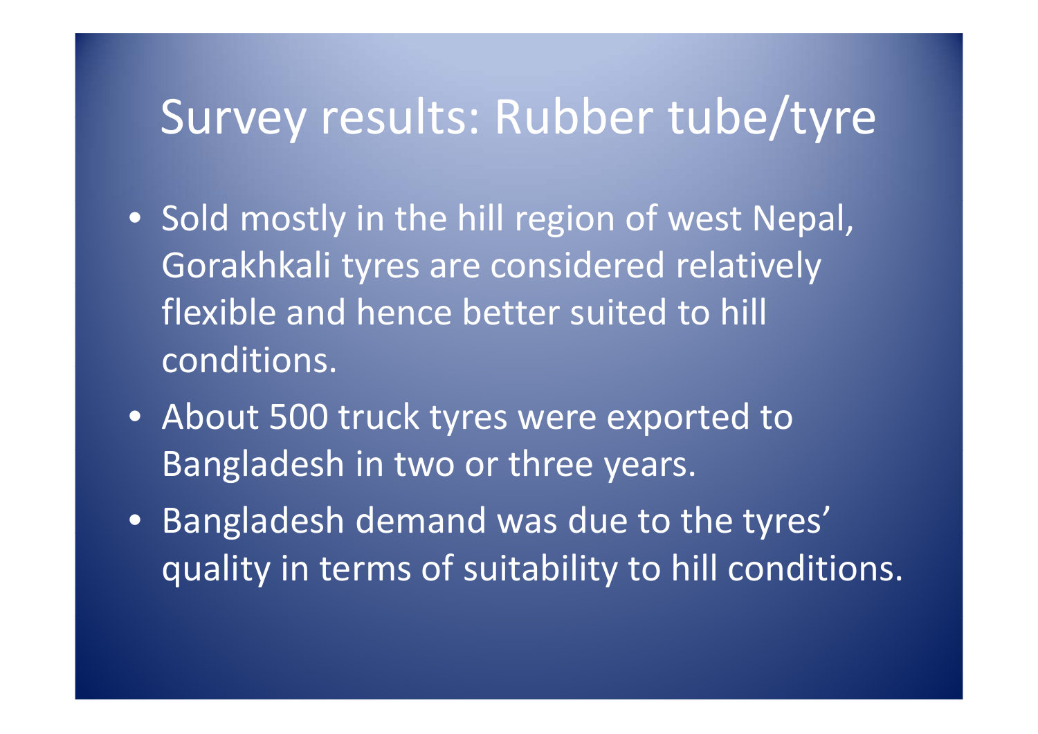# Survey results: Rubber tube/tyre

- Sold mostly in the hill region of west Nepal, Gorakhkali tyres are considered relatively flexible and hence better suited to hill conditions.
- About 500 truck tyres were exported to Bangladesh in two or three years.
- Bangladesh demand was due to the tyres' quality in terms of suitability to hill conditions.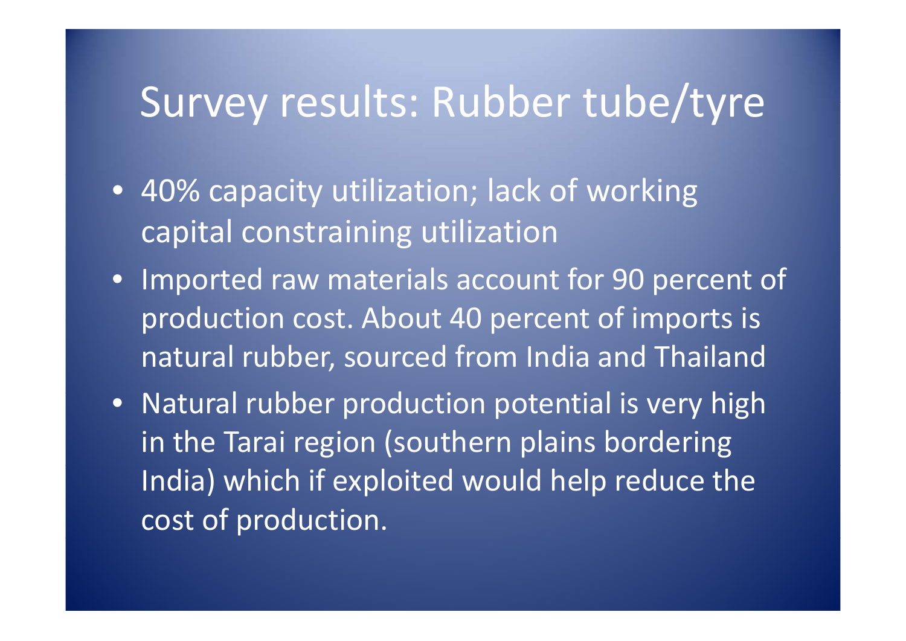# Survey results: Rubber tube/tyre

- 40% capacity utilization; lack of working capital constraining utilization
- Imported raw materials account for 90 percent of production cost. About 40 percent of imports is natural rubber, sourced from India and Thailand
- Natural rubber production potential is very high in the Tarai region (southern plains bordering India) which if exploited would help reduce the cost of production.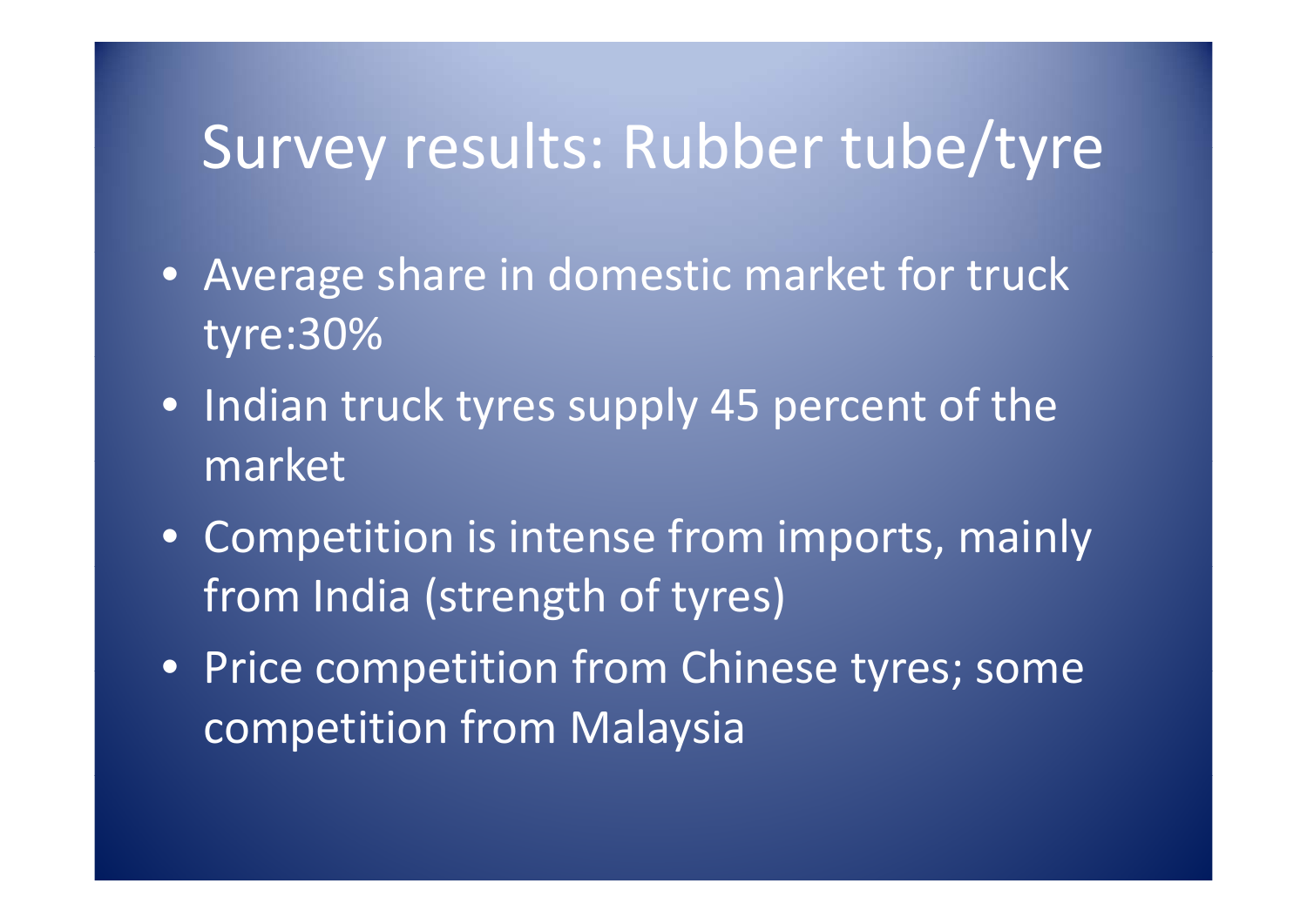# Survey results: Rubber tube/tyre

- Average share in domestic market for truck tyre:30%
- Indian truck tyres supply 45 percent of the market
- Competition is intense from imports, mainly from India (strength of tyres)
- Price competition from Chinese tyres; some competition from Malaysia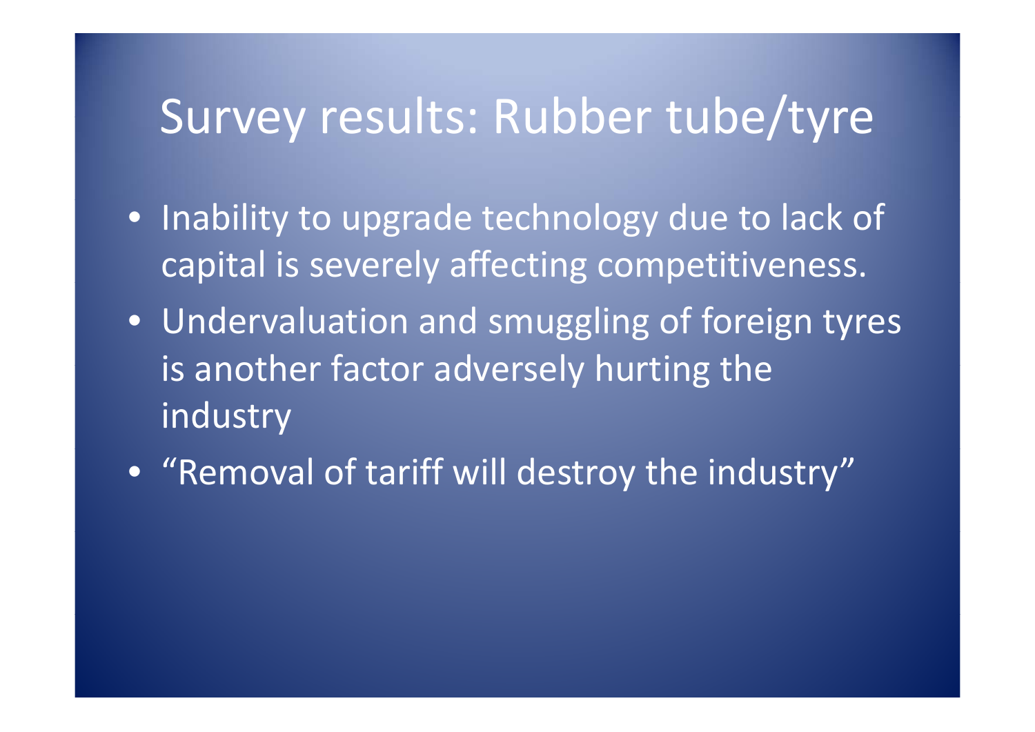# Survey results: Rubber tube/tyre

- Inability to upgrade technology due to lack of capital is severely affecting competitiveness.
- Undervaluation and smuggling of foreign tyres is another factor adversely hurting the industry
- "Removal of tariff will destroy the industry"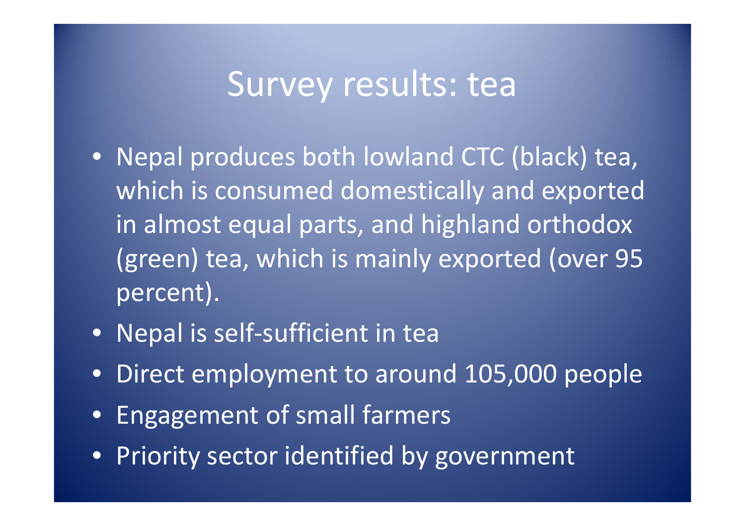# Survey results: tea

- Nepal produces both lowland CTC (black) tea, which is consumed domestically and exported in almost equal parts, and highland orthodox (green) tea, which is mainly exported (over 95 percent).
- Nepal is self-sufficient in tea
- Direct employment to around 105,000 people
- Engagement of small farmers
- Priority sector identified by government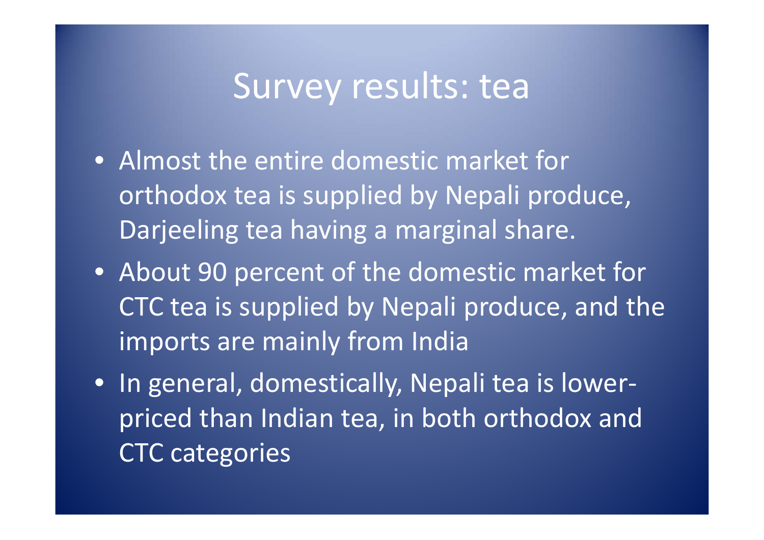# Survey results: tea

- Almost the entire domestic market for orthodox tea is supplied by Nepali produce, Darjeeling tea having a marginal share.
- About 90 percent of the domestic market for CTC tea is supplied by Nepali produce, and the imports are mainly from India
- In general, domestically, Nepali tea is lower-priced than Indian tea, in both orthodox and CTC categories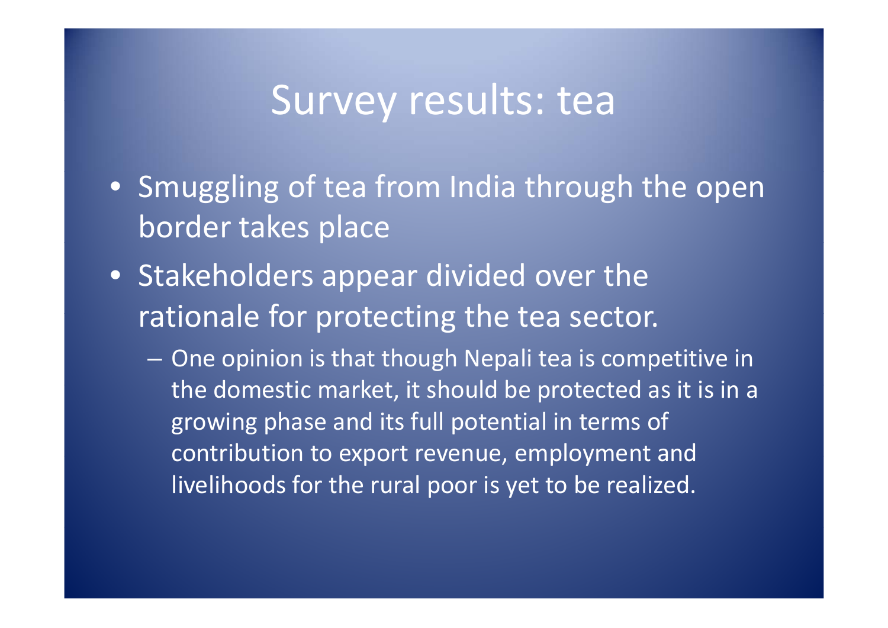# Survey results: tea

- Smuggling of tea from India through the open border takes place
- Stakeholders appear divided over the rationale for protecting the tea sector.
  - One opinion is that though Nepali tea is competitive in the domestic market, it should be protected as it is in a growing phase and its full potential in terms of contribution to export revenue, employment and livelihoods for the rural poor is yet to be realized.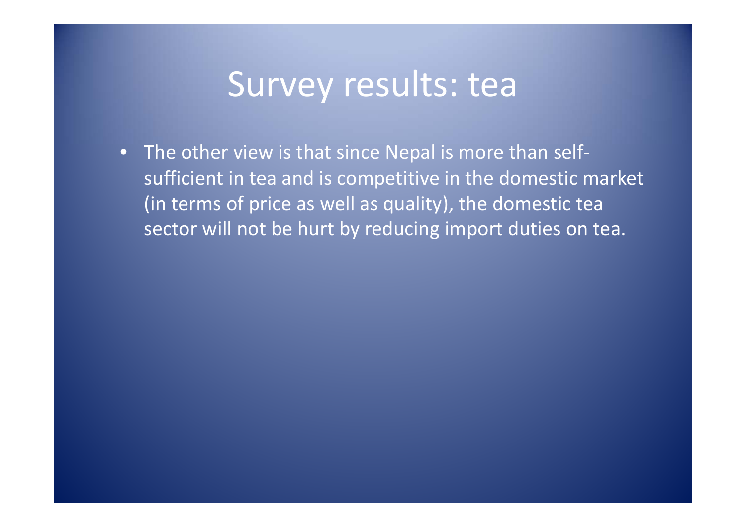# Survey results: tea

- The other view is that since Nepal is more than self-sufficient in tea and is competitive in the domestic market (in terms of price as well as quality), the domestic tea sector will not be hurt by reducing import duties on tea.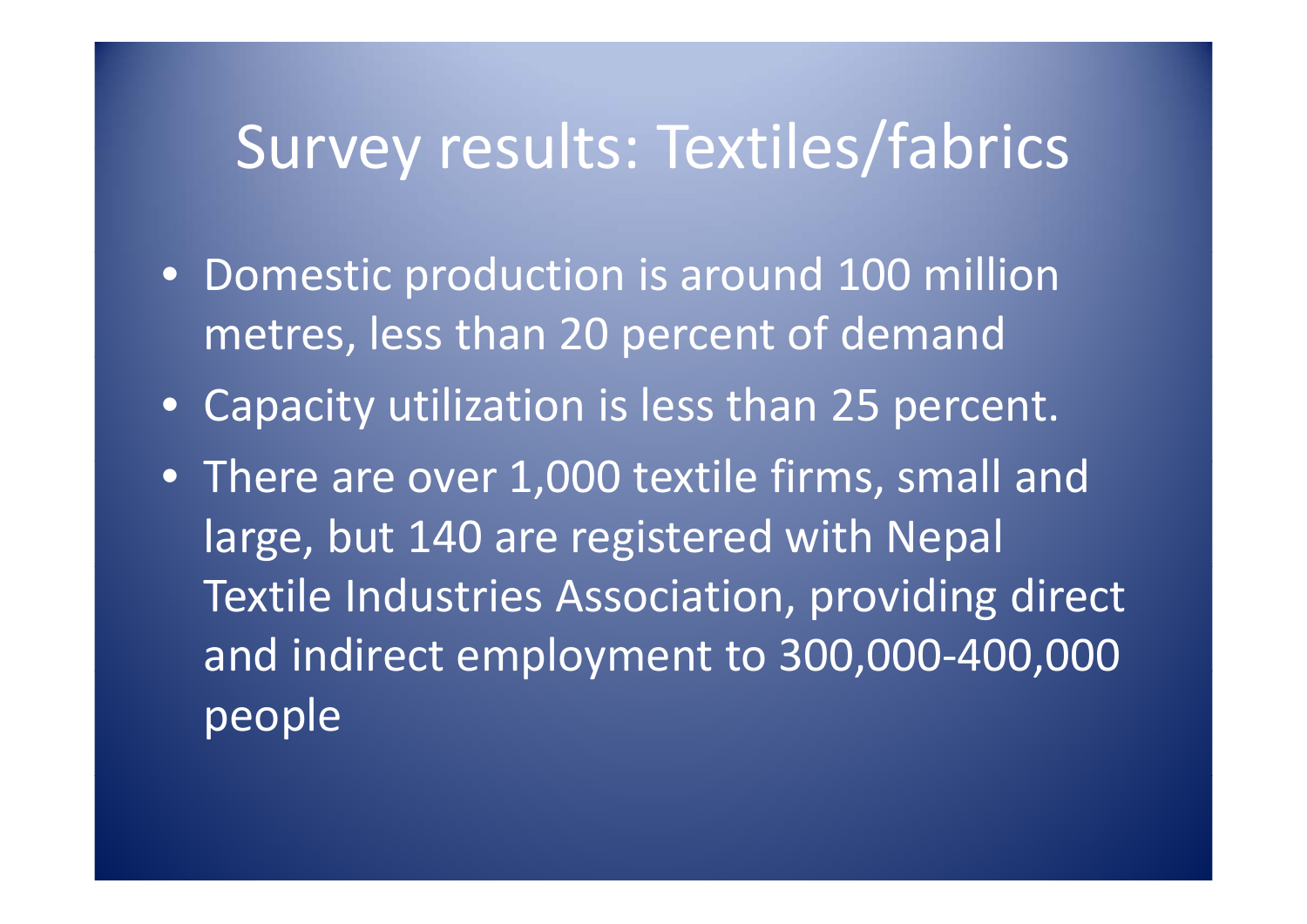# Survey results: Textiles/fabrics

- Domestic production is around 100 million metres, less than 20 percent of demand
- Capacity utilization is less than 25 percent.
- There are over 1,000 textile firms, small and large, but 140 are registered with Nepal Textile Industries Association, providing direct and indirect employment to 300,000-400,000 people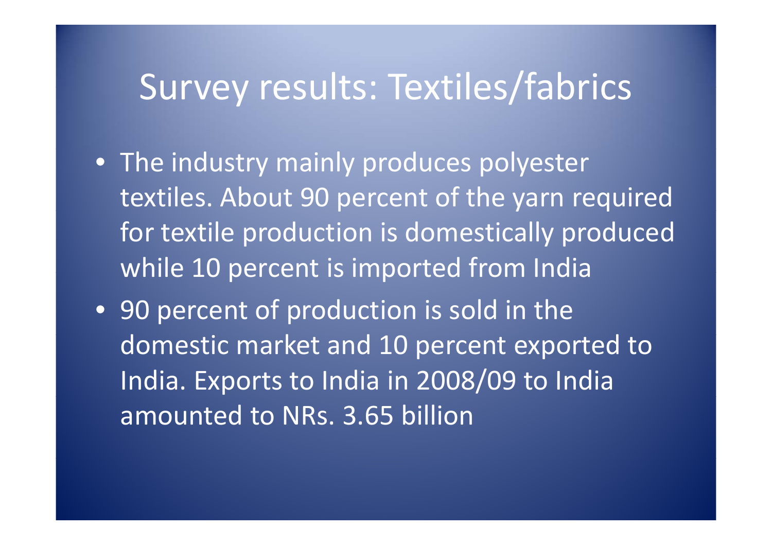# Survey results: Textiles/fabrics

- The industry mainly produces polyester textiles. About 90 percent of the yarn required for textile production is domestically produced while 10 percent is imported from India
- 90 percent of production is sold in the domestic market and 10 percent exported to India. Exports to India in 2008/09 to India amounted to NRs. 3.65 billion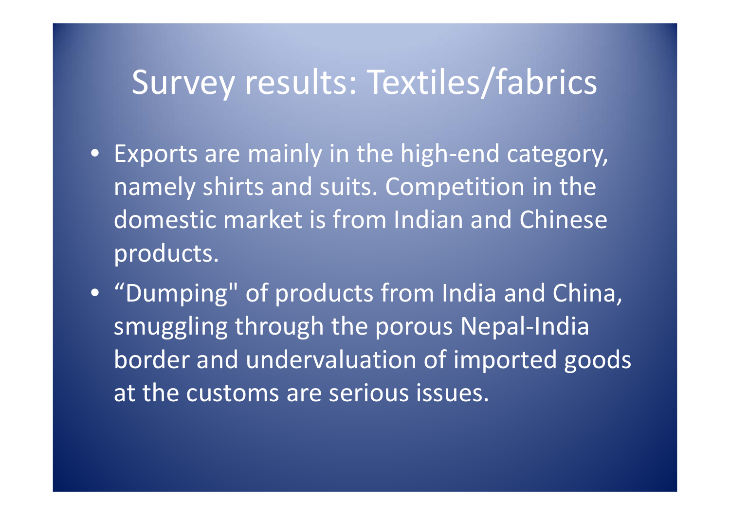# Survey results: Textiles/fabrics

- Exports are mainly in the high-end category, namely shirts and suits. Competition in the domestic market is from Indian and Chinese products.
- “Dumping" of products from India and China, smuggling through the porous Nepal-India border and undervaluation of imported goods at the customs are serious issues.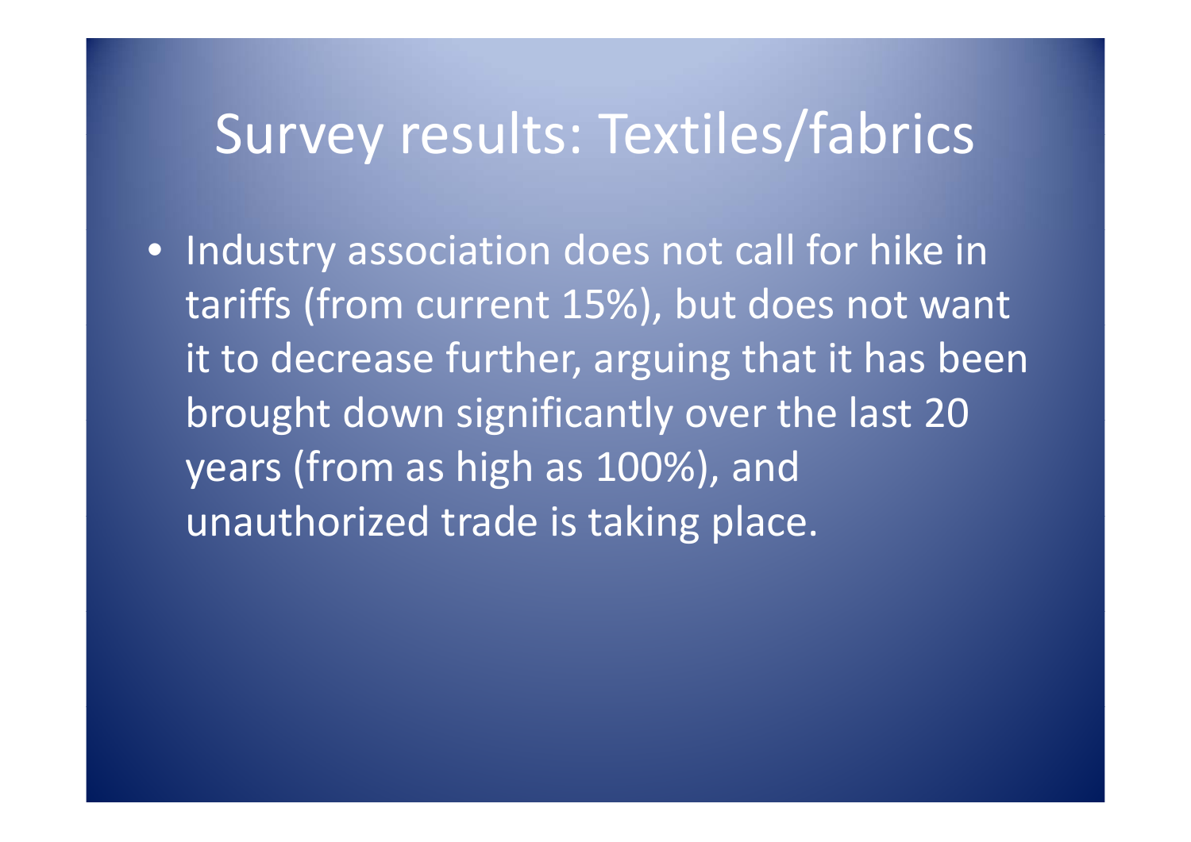# Survey results: Textiles/fabrics

- Industry association does not call for hike in tariffs (from current 15%), but does not want it to decrease further, arguing that it has been brought down significantly over the last 20 years (from as high as 100%), and unauthorized trade is taking place.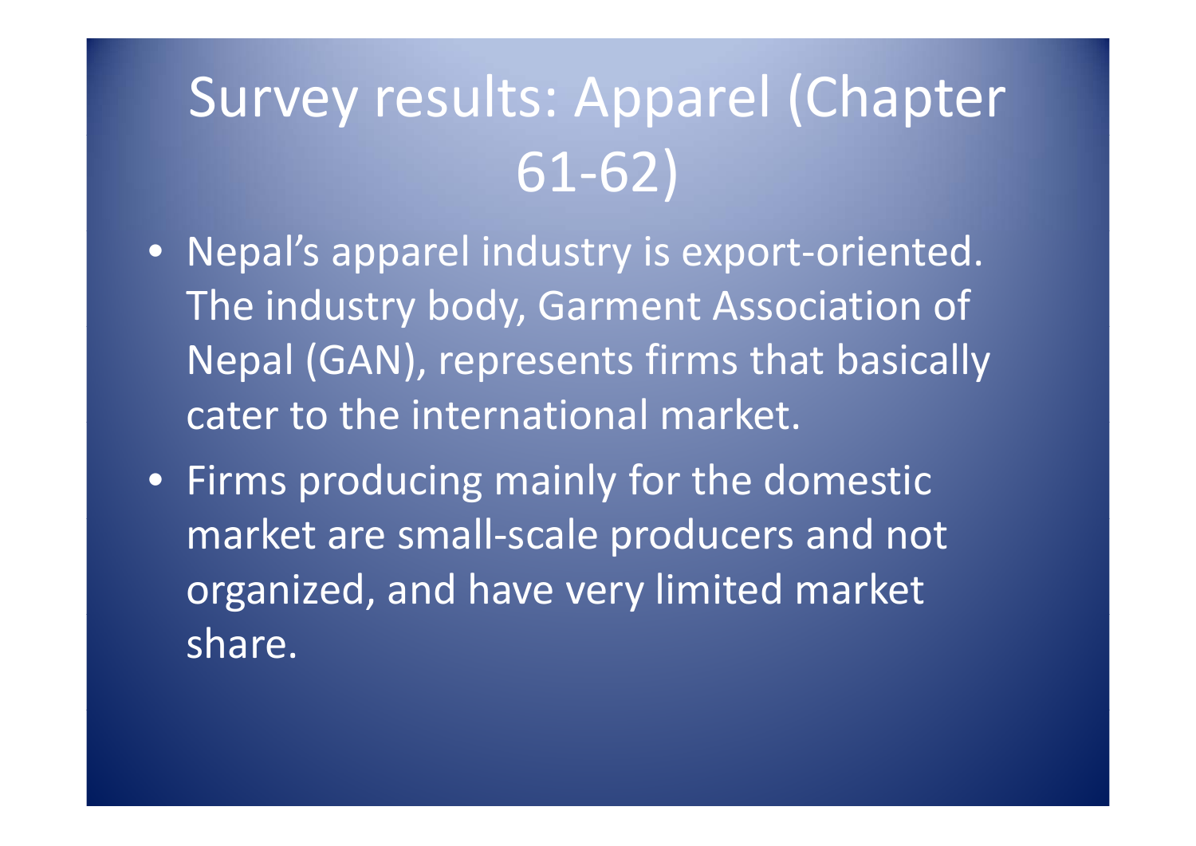# Survey results: Apparel (Chapter 61-62)

- Nepal's apparel industry is export-oriented. The industry body, Garment Association of Nepal (GAN), represents firms that basically cater to the international market.
- Firms producing mainly for the domestic market are small-scale producers and not organized, and have very limited market share.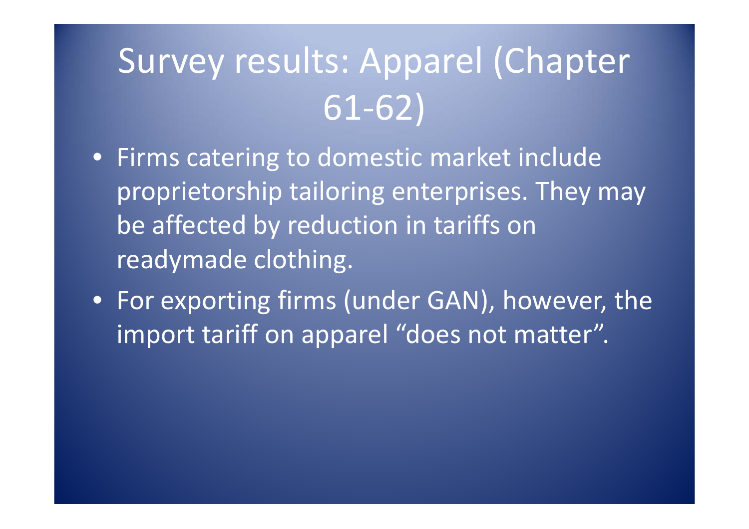# Survey results: Apparel (Chapter 61-62)

- Firms catering to domestic market include proprietorship tailoring enterprises. They may be affected by reduction in tariffs on readymade clothing.
- For exporting firms (under GAN), however, the import tariff on apparel “does not matter”.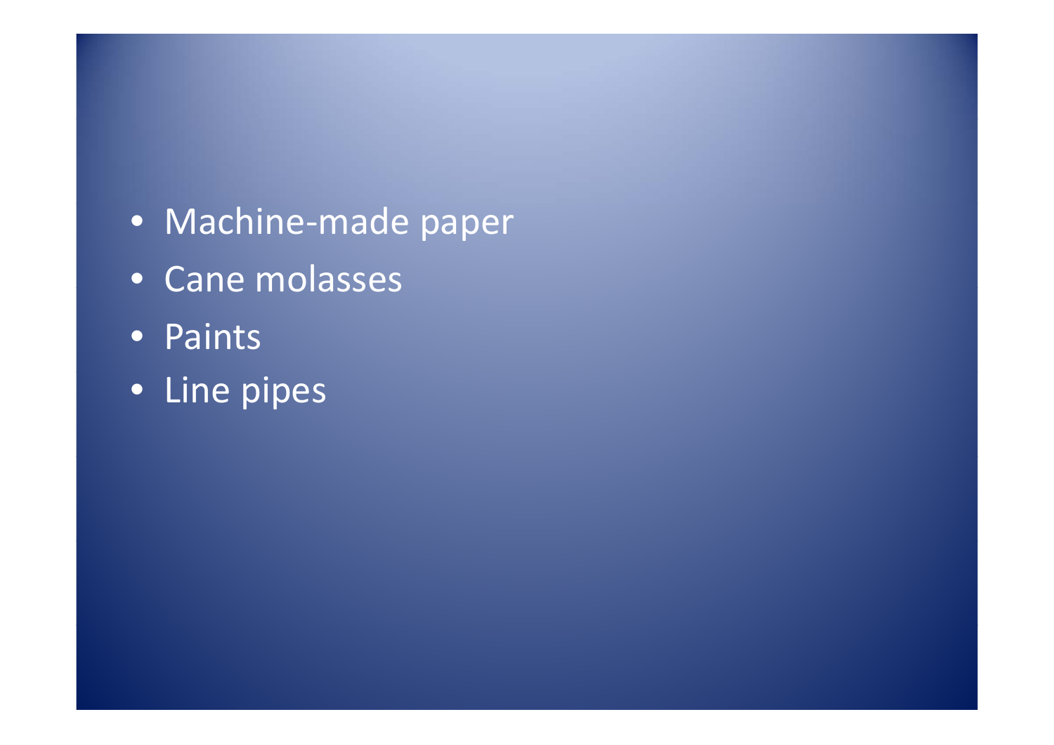- Machine-made paper
- Cane molasses
- Paints
- Line pipes